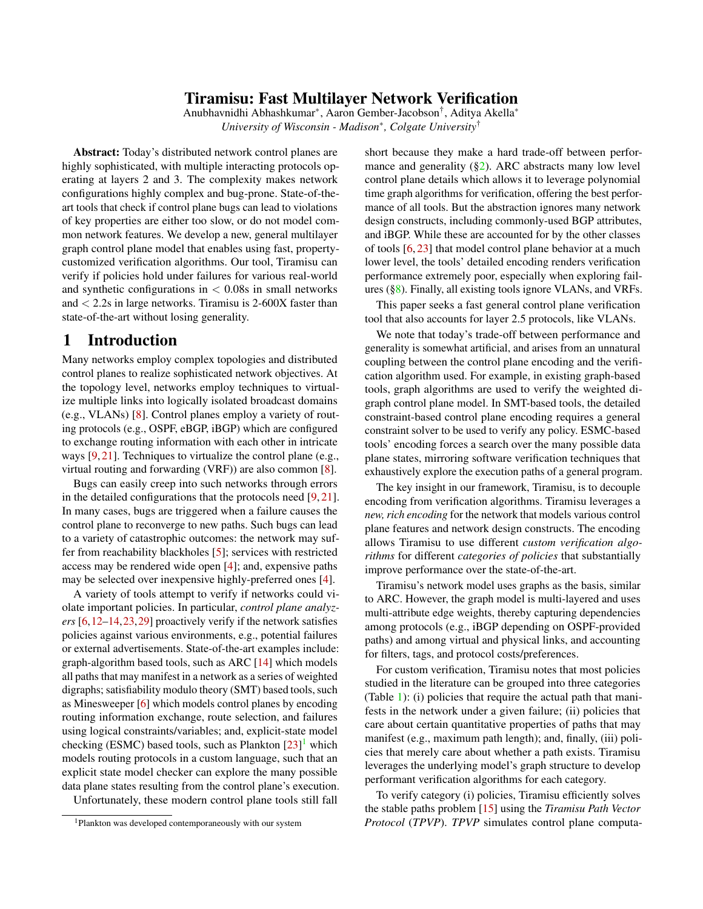# Tiramisu: Fast Multilayer Network Verification

Anubhavnidhi Abhashkumar*, Aaron Gember-Jacobson†, Aditya Akella*

*University of Wisconsin - Madison*, Colgate University†*

**Abstract:** Today's distributed network control planes are highly sophisticated, with multiple interacting protocols operating at layers 2 and 3. The complexity makes network configurations highly complex and bug-prone. State-of-the-art tools that check if control plane bugs can lead to violations of key properties are either too slow, or do not model common network features. We develop a new, general multilayer graph control plane model that enables using fast, property-customized verification algorithms. Our tool, Tiramisu can verify if policies hold under failures for various real-world and synthetic configurations in $< 0.08$s in small networks and $< 2.2$s in large networks. Tiramisu is 2-600X faster than state-of-the-art without losing generality.

## 1 Introduction

Many networks employ complex topologies and distributed control planes to realize sophisticated network objectives. At the topology level, networks employ techniques to virtualize multiple links into logically isolated broadcast domains (e.g., VLANs) [8]. Control planes employ a variety of routing protocols (e.g., OSPF, eBGP, iBGP) which are configured to exchange routing information with each other in intricate ways [9, 21]. Techniques to virtualize the control plane (e.g., virtual routing and forwarding (VRF)) are also common [8].

Bugs can easily creep into such networks through errors in the detailed configurations that the protocols need [9, 21]. In many cases, bugs are triggered when a failure causes the control plane to reconverge to new paths. Such bugs can lead to a variety of catastrophic outcomes: the network may suffer from reachability blackholes [5]; services with restricted access may be rendered wide open [4]; and, expensive paths may be selected over inexpensive highly-preferred ones [4].

A variety of tools attempt to verify if networks could violate important policies. In particular, *control plane analyzers* [6, 12–14, 23, 29] proactively verify if the network satisfies policies against various environments, e.g., potential failures or external advertisements. State-of-the-art examples include: graph-algorithm based tools, such as ARC [14] which models all paths that may manifest in a network as a series of weighted digraphs; satisfiability modulo theory (SMT) based tools, such as Minesweeper [6] which models control planes by encoding routing information exchange, route selection, and failures using logical constraints/variables; and, explicit-state model checking (ESMC) based tools, such as Plankton [23][1] which models routing protocols in a custom language, such that an explicit state model checker can explore the many possible data plane states resulting from the control plane's execution.

Unfortunately, these modern control plane tools still fall short because they make a hard trade-off between performance and generality (§2). ARC abstracts many low level control plane details which allows it to leverage polynomial time graph algorithms for verification, offering the best performance of all tools. But the abstraction ignores many network design constructs, including commonly-used BGP attributes, and iBGP. While these are accounted for by the other classes of tools [6, 23] that model control plane behavior at a much lower level, the tools' detailed encoding renders verification performance extremely poor, especially when exploring failures (§8). Finally, all existing tools ignore VLANs, and VRFs.

This paper seeks a fast general control plane verification tool that also accounts for layer 2.5 protocols, like VLANs.

We note that today's trade-off between performance and generality is somewhat artificial, and arises from an unnatural coupling between the control plane encoding and the verification algorithm used. For example, in existing graph-based tools, graph algorithms are used to verify the weighted digraph control plane model. In SMT-based tools, the detailed constraint-based control plane encoding requires a general constraint solver to be used to verify any policy. ESMC-based tools' encoding forces a search over the many possible data plane states, mirroring software verification techniques that exhaustively explore the execution paths of a general program.

The key insight in our framework, Tiramisu, is to decouple encoding from verification algorithms. Tiramisu leverages a *new, rich encoding* for the network that models various control plane features and network design constructs. The encoding allows Tiramisu to use different *custom verification algorithms* for different *categories of policies* that substantially improve performance over the state-of-the-art.

Tiramisu's network model uses graphs as the basis, similar to ARC. However, the graph model is multi-layered and uses multi-attribute edge weights, thereby capturing dependencies among protocols (e.g., iBGP depending on OSPF-provided paths) and among virtual and physical links, and accounting for filters, tags, and protocol costs/preferences.

For custom verification, Tiramisu notes that most policies studied in the literature can be grouped into three categories (Table 1): (i) policies that require the actual path that manifests in the network under a given failure; (ii) policies that care about certain quantitative properties of paths that may manifest (e.g., maximum path length); and, finally, (iii) policies that merely care about whether a path exists. Tiramisu leverages the underlying model's graph structure to develop performant verification algorithms for each category.

To verify category (i) policies, Tiramisu efficiently solves the stable paths problem [15] using the *Tiramisu Path Vector Protocol* (*TPVP*). *TPVP* simulates control plane computa-

[1] Plankton was developed contemporaneously with our system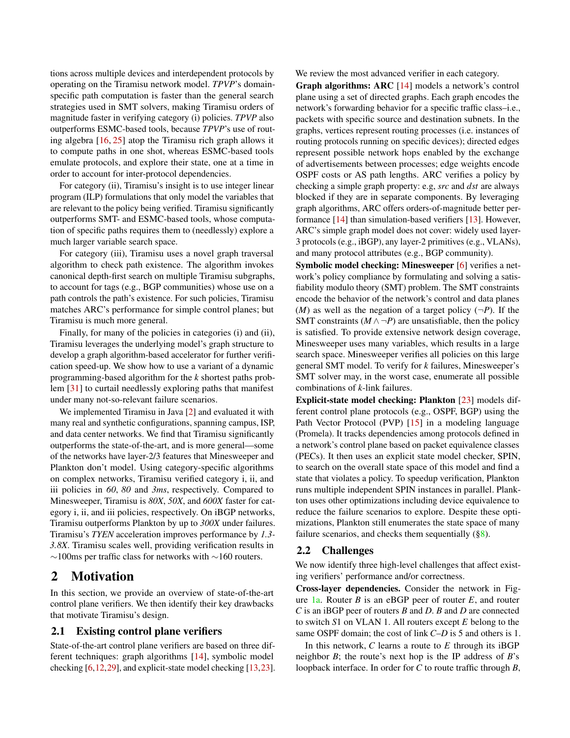tions across multiple devices and interdependent protocols by operating on the Tiramisu network model. *TPVP*'s domain-specific path computation is faster than the general search strategies used in SMT solvers, making Tiramisu orders of magnitude faster in verifying category (i) policies. *TPVP* also outperforms ESMC-based tools, because *TPVP*'s use of routing algebra [16, 25] atop the Tiramisu rich graph allows it to compute paths in one shot, whereas ESMC-based tools emulate protocols, and explore their state, one at a time in order to account for inter-protocol dependencies.

For category (ii), Tiramisu's insight is to use integer linear program (ILP) formulations that only model the variables that are relevant to the policy being verified. Tiramisu significantly outperforms SMT- and ESMC-based tools, whose computation of specific paths requires them to (needlessly) explore a much larger variable search space.

For category (iii), Tiramisu uses a novel graph traversal algorithm to check path existence. The algorithm invokes canonical depth-first search on multiple Tiramisu subgraphs, to account for tags (e.g., BGP communities) whose use on a path controls the path's existence. For such policies, Tiramisu matches ARC's performance for simple control planes; but Tiramisu is much more general.

Finally, for many of the policies in categories (i) and (ii), Tiramisu leverages the underlying model's graph structure to develop a graph algorithm-based accelerator for further verification speed-up. We show how to use a variant of a dynamic programming-based algorithm for the *k* shortest paths problem [31] to curtail needlessly exploring paths that manifest under many not-so-relevant failure scenarios.

We implemented Tiramisu in Java [2] and evaluated it with many real and synthetic configurations, spanning campus, ISP, and data center networks. We find that Tiramisu significantly outperforms the state-of-the-art, and is more general—some of the networks have layer-2/3 features that Minesweeper and Plankton don't model. Using category-specific algorithms on complex networks, Tiramisu verified category i, ii, and iii policies in *60*, *80* and *3ms*, respectively. Compared to Minesweeper, Tiramisu is *80X*, *50X*, and *600X* faster for category i, ii, and iii policies, respectively. On iBGP networks, Tiramisu outperforms Plankton by up to *300X* under failures. Tiramisu's *TYEN* acceleration improves performance by *1.3-3.8X*. Tiramisu scales well, providing verification results in ∼100ms per traffic class for networks with ∼160 routers.

# 2 Motivation

In this section, we provide an overview of state-of-the-art control plane verifiers. We then identify their key drawbacks that motivate Tiramisu's design.

## 2.1 Existing control plane verifiers

State-of-the-art control plane verifiers are based on three different techniques: graph algorithms [14], symbolic model checking [6,12,29], and explicit-state model checking [13,23]. We review the most advanced verifier in each category.

**Graph algorithms: ARC** [14] models a network's control plane using a set of directed graphs. Each graph encodes the network's forwarding behavior for a specific traffic class–i.e., packets with specific source and destination subnets. In the graphs, vertices represent routing processes (i.e. instances of routing protocols running on specific devices); directed edges represent possible network hops enabled by the exchange of advertisements between processes; edge weights encode OSPF costs or AS path lengths. ARC verifies a policy by checking a simple graph property: e.g, *src* and *dst* are always blocked if they are in separate components. By leveraging graph algorithms, ARC offers orders-of-magnitude better performance [14] than simulation-based verifiers [13]. However, ARC's simple graph model does not cover: widely used layer-3 protocols (e.g., iBGP), any layer-2 primitives (e.g., VLANs), and many protocol attributes (e.g., BGP community).

**Symbolic model checking: Minesweeper** [6] verifies a network's policy compliance by formulating and solving a satisfiability modulo theory (SMT) problem. The SMT constraints encode the behavior of the network's control and data planes ($M$) as well as the negation of a target policy ($\neg P$). If the SMT constraints ($M \wedge \neg P$) are unsatisfiable, then the policy is satisfied. To provide extensive network design coverage, Minesweeper uses many variables, which results in a large search space. Minesweeper verifies all policies on this large general SMT model. To verify for *k* failures, Minesweeper's SMT solver may, in the worst case, enumerate all possible combinations of *k*-link failures.

**Explicit-state model checking: Plankton** [23] models different control plane protocols (e.g., OSPF, BGP) using the Path Vector Protocol (PVP) [15] in a modeling language (Promela). It tracks dependencies among protocols defined in a network's control plane based on packet equivalence classes (PECs). It then uses an explicit state model checker, SPIN, to search on the overall state space of this model and find a state that violates a policy. To speedup verification, Plankton runs multiple independent SPIN instances in parallel. Plankton uses other optimizations including device equivalence to reduce the failure scenarios to explore. Despite these optimizations, Plankton still enumerates the state space of many failure scenarios, and checks them sequentially (§8).

## 2.2 Challenges

We now identify three high-level challenges that affect existing verifiers' performance and/or correctness.

**Cross-layer dependencies.** Consider the network in Figure 1a. Router *B* is an eBGP peer of router *E*, and router *C* is an iBGP peer of routers *B* and *D*. *B* and *D* are connected to switch *S*1 on VLAN 1. All routers except *E* belong to the same OSPF domain; the cost of link *C*–*D* is 5 and others is 1.

In this network, *C* learns a route to *E* through its iBGP neighbor *B*; the route's next hop is the IP address of *B*'s loopback interface. In order for *C* to route traffic through *B*,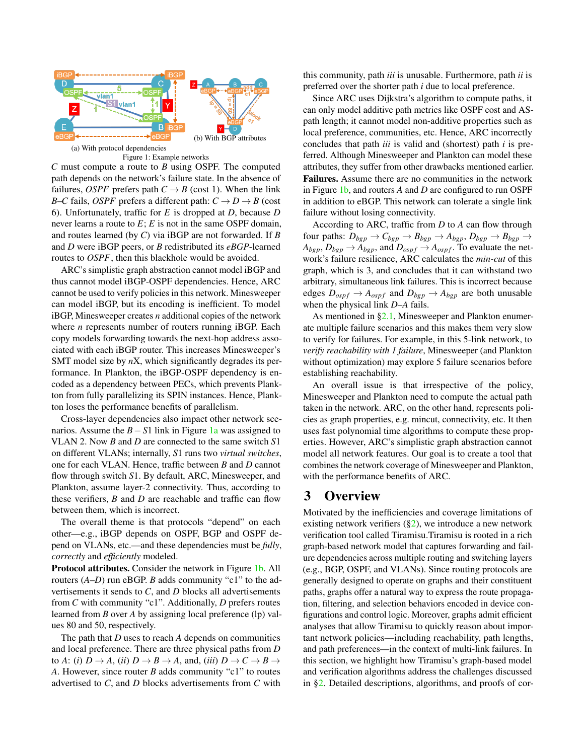(a) With protocol dependencies

(b) With BGP attributes

Figure 1: Example networks

$C$ must compute a route to $B$ using OSPF. The computed path depends on the network's failure state. In the absence of failures, *OSPF* prefers path $C \rightarrow B$ (cost 1). When the link $B$–$C$ fails, *OSPF* prefers a different path: $C \rightarrow D \rightarrow B$ (cost 6). Unfortunately, traffic for $E$ is dropped at $D$, because $D$ never learns a route to $E$; $E$ is not in the same OSPF domain, and routes learned (by $C$) via iBGP are not forwarded. If $B$ and $D$ were iBGP peers, or $B$ redistributed its *eBGP*-learned routes to *OSPF*, then this blackhole would be avoided.

ARC's simplistic graph abstraction cannot model iBGP and thus cannot model iBGP-OSPF dependencies. Hence, ARC cannot be used to verify policies in this network. Minesweeper can model iBGP, but its encoding is inefficient. To model iBGP, Minesweeper creates $n$ additional copies of the network where $n$ represents number of routers running iBGP. Each copy models forwarding towards the next-hop address associated with each iBGP router. This increases Minesweeper's SMT model size by $n$X, which significantly degrades its performance. In Plankton, the iBGP-OSPF dependency is encoded as a dependency between PECs, which prevents Plankton from fully parallelizing its SPIN instances. Hence, Plankton loses the performance benefits of parallelism.

Cross-layer dependencies also impact other network scenarios. Assume the $B - S1$ link in Figure 1a was assigned to VLAN 2. Now $B$ and $D$ are connected to the same switch $S1$ on different VLANs; internally, $S1$ runs two *virtual switches*, one for each VLAN. Hence, traffic between $B$ and $D$ cannot flow through switch $S1$. By default, ARC, Minesweeper, and Plankton, assume layer-2 connectivity. Thus, according to these verifiers, $B$ and $D$ are reachable and traffic can flow between them, which is incorrect.

The overall theme is that protocols "depend" on each other—e.g., iBGP depends on OSPF, BGP and OSPF depend on VLANs, etc.—and these dependencies must be *fully*, *correctly* and *efficiently* modeled.

**Protocol attributes.** Consider the network in Figure 1b. All routers ($A$–$D$) run eBGP. $B$ adds community "c1" to the advertisements it sends to $C$, and $D$ blocks all advertisements from $C$ with community "c1". Additionally, $D$ prefers routes learned from $B$ over $A$ by assigning local preference (lp) values 80 and 50, respectively.

The path that $D$ uses to reach $A$ depends on communities and local preference. There are three physical paths from $D$ to $A$: (*i*) $D \rightarrow A$, (*ii*) $D \rightarrow B \rightarrow A$, and, (*iii*) $D \rightarrow C \rightarrow B \rightarrow A$. However, since router $B$ adds community "c1" to routes advertised to $C$, and $D$ blocks advertisements from $C$ with this community, path *iii* is unusable. Furthermore, path *ii* is preferred over the shorter path *i* due to local preference.

Since ARC uses Dijkstra's algorithm to compute paths, it can only model additive path metrics like OSPF cost and AS-path length; it cannot model non-additive properties such as local preference, communities, etc. Hence, ARC incorrectly concludes that path *iii* is valid and (shortest) path *i* is preferred. Although Minesweeper and Plankton can model these attributes, they suffer from other drawbacks mentioned earlier.

**Failures.** Assume there are no communities in the network in Figure 1b, and routers $A$ and $D$ are configured to run OSPF in addition to eBGP. This network can tolerate a single link failure without losing connectivity.

According to ARC, traffic from $D$ to $A$ can flow through four paths: $D_{bgp} \rightarrow C_{bgp} \rightarrow B_{bgp} \rightarrow A_{bgp}$, $D_{bgp} \rightarrow B_{bgp} \rightarrow A_{bgp}$, $D_{bgp} \rightarrow A_{bgp}$, and $D_{ospf} \rightarrow A_{ospf}$. To evaluate the network's failure resilience, ARC calculates the *min-cut* of this graph, which is 3, and concludes that it can withstand two arbitrary, simultaneous link failures. This is incorrect because edges $D_{ospf} \rightarrow A_{ospf}$ and $D_{bgp} \rightarrow A_{bgp}$ are both unusable when the physical link $D$–$A$ fails.

As mentioned in §2.1, Minesweeper and Plankton enumerate multiple failure scenarios and this makes them very slow to verify for failures. For example, in this 5-link network, to *verify reachability with 1 failure*, Minesweeper (and Plankton without optimization) may explore 5 failure scenarios before establishing reachability.

An overall issue is that irrespective of the policy, Minesweeper and Plankton need to compute the actual path taken in the network. ARC, on the other hand, represents policies as graph properties, e.g. mincut, connectivity, etc. It then uses fast polynomial time algorithms to compute these properties. However, ARC's simplistic graph abstraction cannot model all network features. Our goal is to create a tool that combines the network coverage of Minesweeper and Plankton, with the performance benefits of ARC.

# 3 Overview

Motivated by the inefficiencies and coverage limitations of existing network verifiers (§2), we introduce a new network verification tool called Tiramisu.Tiramisu is rooted in a rich graph-based network model that captures forwarding and failure dependencies across multiple routing and switching layers (e.g., BGP, OSPF, and VLANs). Since routing protocols are generally designed to operate on graphs and their constituent paths, graphs offer a natural way to express the route propagation, filtering, and selection behaviors encoded in device configurations and control logic. Moreover, graphs admit efficient analyses that allow Tiramisu to quickly reason about important network policies—including reachability, path lengths, and path preferences—in the context of multi-link failures. In this section, we highlight how Tiramisu's graph-based model and verification algorithms address the challenges discussed in §2. Detailed descriptions, algorithms, and proofs of cor-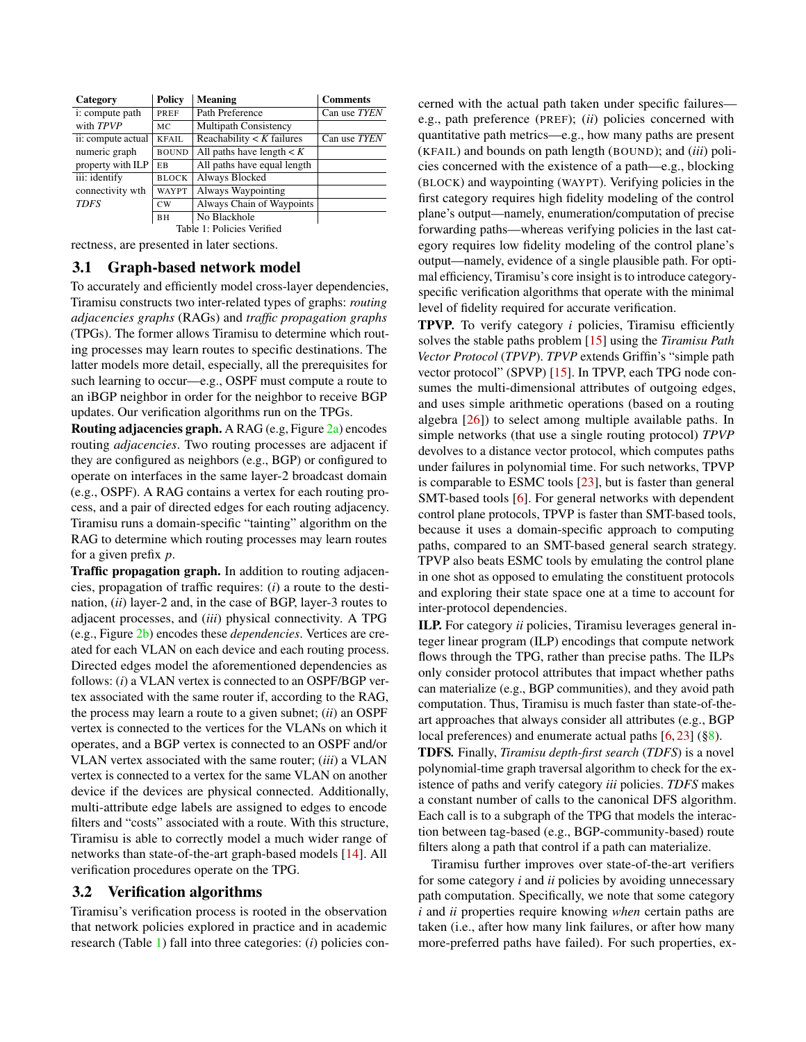| Category | Policy | Meaning | Comments |
|---|---|---|---|
| i: compute path with *TPVP* | PREF | Path Preference | Can use *TYEN* |
| | MC | Multipath Consistency | |
| ii: compute actual numeric graph property with ILP | KFAIL | Reachability < $K$ failures | Can use *TYEN* |
| | BOUND | All paths have length < $K$ | |
| | EB | All paths have equal length | |
| iii: identify connectivity wth *TDFS* | BLOCK | Always Blocked | |
| | WAYPT | Always Waypointing | |
| | CW | Always Chain of Waypoints | |
| | BH | No Blackhole | |

Table 1: Policies Verified

rectness, are presented in later sections.

### 3.1 Graph-based network model

To accurately and efficiently model cross-layer dependencies, Tiramisu constructs two inter-related types of graphs: *routing adjacencies graphs* (RAGs) and *traffic propagation graphs* (TPGs). The former allows Tiramisu to determine which routing processes may learn routes to specific destinations. The latter models more detail, especially, all the prerequisites for such learning to occur—e.g., OSPF must compute a route to an iBGP neighbor in order for the neighbor to receive BGP updates. Our verification algorithms run on the TPGs.

**Routing adjacencies graph.** A RAG (e.g, Figure 2a) encodes routing *adjacencies*. Two routing processes are adjacent if they are configured as neighbors (e.g., BGP) or configured to operate on interfaces in the same layer-2 broadcast domain (e.g., OSPF). A RAG contains a vertex for each routing process, and a pair of directed edges for each routing adjacency. Tiramisu runs a domain-specific "tainting" algorithm on the RAG to determine which routing processes may learn routes for a given prefix $p$.

**Traffic propagation graph.** In addition to routing adjacencies, propagation of traffic requires: (*i*) a route to the destination, (*ii*) layer-2 and, in the case of BGP, layer-3 routes to adjacent processes, and (*iii*) physical connectivity. A TPG (e.g., Figure 2b) encodes these *dependencies*. Vertices are created for each VLAN on each device and each routing process. Directed edges model the aforementioned dependencies as follows: (*i*) a VLAN vertex is connected to an OSPF/BGP vertex associated with the same router if, according to the RAG, the process may learn a route to a given subnet; (*ii*) an OSPF vertex is connected to the vertices for the VLANs on which it operates, and a BGP vertex is connected to an OSPF and/or VLAN vertex associated with the same router; (*iii*) a VLAN vertex is connected to a vertex for the same VLAN on another device if the devices are physical connected. Additionally, multi-attribute edge labels are assigned to edges to encode filters and "costs" associated with a route. With this structure, Tiramisu is able to correctly model a much wider range of networks than state-of-the-art graph-based models [14]. All verification procedures operate on the TPG.

### 3.2 Verification algorithms

Tiramisu's verification process is rooted in the observation that network policies explored in practice and in academic research (Table 1) fall into three categories: (*i*) policies concerned with the actual path taken under specific failures—e.g., path preference (PREF); (*ii*) policies concerned with quantitative path metrics—e.g., how many paths are present (KFAIL) and bounds on path length (BOUND); and (*iii*) policies concerned with the existence of a path—e.g., blocking (BLOCK) and waypointing (WAYPT). Verifying policies in the first category requires high fidelity modeling of the control plane's output—namely, enumeration/computation of precise forwarding paths—whereas verifying policies in the last category requires low fidelity modeling of the control plane's output—namely, evidence of a single plausible path. For optimal efficiency, Tiramisu's core insight is to introduce category-specific verification algorithms that operate with the minimal level of fidelity required for accurate verification.

**TPVP.** To verify category *i* policies, Tiramisu efficiently solves the stable paths problem [15] using the *Tiramisu Path Vector Protocol* (*TPVP*). *TPVP* extends Griffin's "simple path vector protocol" (SPVP) [15]. In TPVP, each TPG node consumes the multi-dimensional attributes of outgoing edges, and uses simple arithmetic operations (based on a routing algebra [26]) to select among multiple available paths. In simple networks (that use a single routing protocol) *TPVP* devolves to a distance vector protocol, which computes paths under failures in polynomial time. For such networks, TPVP is comparable to ESMC tools [23], but is faster than general SMT-based tools [6]. For general networks with dependent control plane protocols, TPVP is faster than SMT-based tools, because it uses a domain-specific approach to computing paths, compared to an SMT-based general search strategy. TPVP also beats ESMC tools by emulating the control plane in one shot as opposed to emulating the constituent protocols and exploring their state space one at a time to account for inter-protocol dependencies.

**ILP.** For category *ii* policies, Tiramisu leverages general integer linear program (ILP) encodings that compute network flows through the TPG, rather than precise paths. The ILPs only consider protocol attributes that impact whether paths can materialize (e.g., BGP communities), and they avoid path computation. Thus, Tiramisu is much faster than state-of-the-art approaches that always consider all attributes (e.g., BGP local preferences) and enumerate actual paths [6, 23] (§8).

**TDFS.** Finally, *Tiramisu depth-first search* (*TDFS*) is a novel polynomial-time graph traversal algorithm to check for the existence of paths and verify category *iii* policies. *TDFS* makes a constant number of calls to the canonical DFS algorithm. Each call is to a subgraph of the TPG that models the interaction between tag-based (e.g., BGP-community-based) route filters along a path that control if a path can materialize.

Tiramisu further improves over state-of-the-art verifiers for some category *i* and *ii* policies by avoiding unnecessary path computation. Specifically, we note that some category *i* and *ii* properties require knowing *when* certain paths are taken (i.e., after how many link failures, or after how many more-preferred paths have failed). For such properties, ex-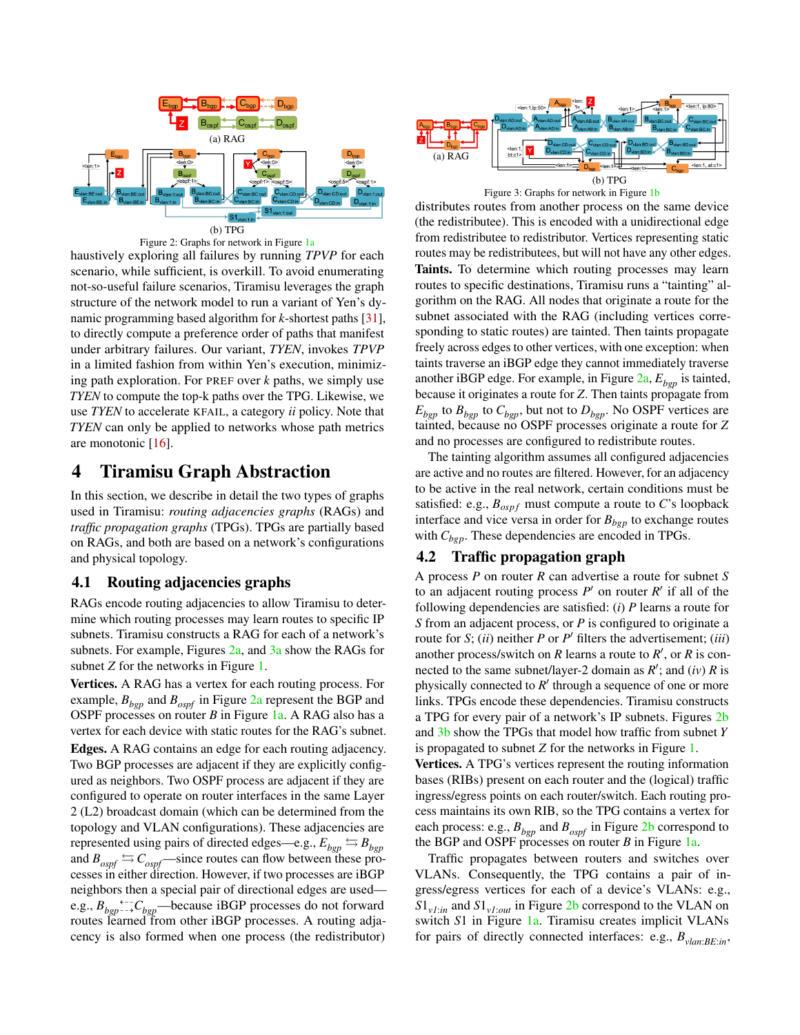Figure 2: Graphs for network in Figure 1a

haustively exploring all failures by running *TPVP* for each scenario, while sufficient, is overkill. To avoid enumerating not-so-useful failure scenarios, Tiramisu leverages the graph structure of the network model to run a variant of Yen's dynamic programming based algorithm for $k$-shortest paths [31], to directly compute a preference order of paths that manifest under arbitrary failures. Our variant, *TYEN*, invokes *TPVP* in a limited fashion from within Yen's execution, minimizing path exploration. For PREF over $k$ paths, we simply use *TYEN* to compute the top-k paths over the TPG. Likewise, we use *TYEN* to accelerate KFAIL, a category *ii* policy. Note that *TYEN* can only be applied to networks whose path metrics are monotonic [16].

# 4 Tiramisu Graph Abstraction

In this section, we describe in detail the two types of graphs used in Tiramisu: *routing adjacencies graphs* (RAGs) and *traffic propagation graphs* (TPGs). TPGs are partially based on RAGs, and both are based on a network's configurations and physical topology.

## 4.1 Routing adjacencies graphs

RAGs encode routing adjacencies to allow Tiramisu to determine which routing processes may learn routes to specific IP subnets. Tiramisu constructs a RAG for each of a network's subnets. For example, Figures 2a, and 3a show the RAGs for subnet $Z$ for the networks in Figure 1.

**Vertices.** A RAG has a vertex for each routing process. For example, $B_{bgp}$ and $B_{ospf}$ in Figure 2a represent the BGP and OSPF processes on router $B$ in Figure 1a. A RAG also has a vertex for each device with static routes for the RAG's subnet.

**Edges.** A RAG contains an edge for each routing adjacency. Two BGP processes are adjacent if they are explicitly configured as neighbors. Two OSPF process are adjacent if they are configured to operate on router interfaces in the same Layer 2 (L2) broadcast domain (which can be determined from the topology and VLAN configurations). These adjacencies are represented using pairs of directed edges—e.g., $E_{bgp} \leftrightarrows B_{bgp}$ and $B_{ospf} \leftrightarrows C_{ospf}$—since routes can flow between these processes in either direction. However, if two processes are iBGP neighbors then a special pair of directional edges are used—e.g., $B_{bgp} \overset{\leftarrow}{\underset{\rightarrow}{--}} C_{bgp}$—because iBGP processes do not forward routes learned from other iBGP processes. A routing adjacency is also formed when one process (the redistributor) redistributes routes from another process on the same device (the redistributee). This is encoded with a unidirectional edge from redistributee to redistributor. Vertices representing static routes may be redistributees, but will not have any other edges.

**Taints.** To determine which routing processes may learn routes to specific destinations, Tiramisu runs a "tainting" algorithm on the RAG. All nodes that originate a route for the subnet associated with the RAG (including vertices corresponding to static routes) are tainted. Then taints propagate freely across edges to other vertices, with one exception: when taints traverse an iBGP edge they cannot immediately traverse another iBGP edge. For example, in Figure 2a, $E_{bgp}$ is tainted, because it originates a route for $Z$. Then taints propagate from $E_{bgp}$ to $B_{bgp}$ to $C_{bgp}$, but not to $D_{bgp}$. No OSPF vertices are tainted, because no OSPF processes originate a route for $Z$ and no processes are configured to redistribute routes.

The tainting algorithm assumes all configured adjacencies are active and no routes are filtered. However, for an adjacency to be active in the real network, certain conditions must be satisfied: e.g., $B_{ospf}$ must compute a route to $C$'s loopback interface and vice versa in order for $B_{bgp}$ to exchange routes with $C_{bgp}$. These dependencies are encoded in TPGs.

Figure 3: Graphs for network in Figure 1b

## 4.2 Traffic propagation graph

A process $P$ on router $R$ can advertise a route for subnet $S$ to an adjacent routing process $P'$ on router $R'$ if all of the following dependencies are satisfied: (*i*) $P$ learns a route for $S$ from an adjacent process, or $P$ is configured to originate a route for $S$; (*ii*) neither $P$ or $P'$ filters the advertisement; (*iii*) another process/switch on $R$ learns a route to $R'$, or $R$ is connected to the same subnet/layer-2 domain as $R'$; and (*iv*) $R$ is physically connected to $R'$ through a sequence of one or more links. TPGs encode these dependencies. Tiramisu constructs a TPG for every pair of a network's IP subnets. Figures 2b and 3b show the TPGs that model how traffic from subnet $Y$ is propagated to subnet $Z$ for the networks in Figure 1.

**Vertices.** A TPG's vertices represent the routing information bases (RIBs) present on each router and the (logical) traffic ingress/egress points on each router/switch. Each routing process maintains its own RIB, so the TPG contains a vertex for each process: e.g., $B_{bgp}$ and $B_{ospf}$ in Figure 2b correspond to the BGP and OSPF processes on router $B$ in Figure 1a.

Traffic propagates between routers and switches over VLANs. Consequently, the TPG contains a pair of ingress/egress vertices for each of a device's VLANs: e.g., $S1_{v1:in}$ and $S1_{v1:out}$ in Figure 2b correspond to the VLAN on switch $S1$ in Figure 1a. Tiramisu creates implicit VLANs for pairs of directly connected interfaces: e.g., $B_{vlan:BE:in}$,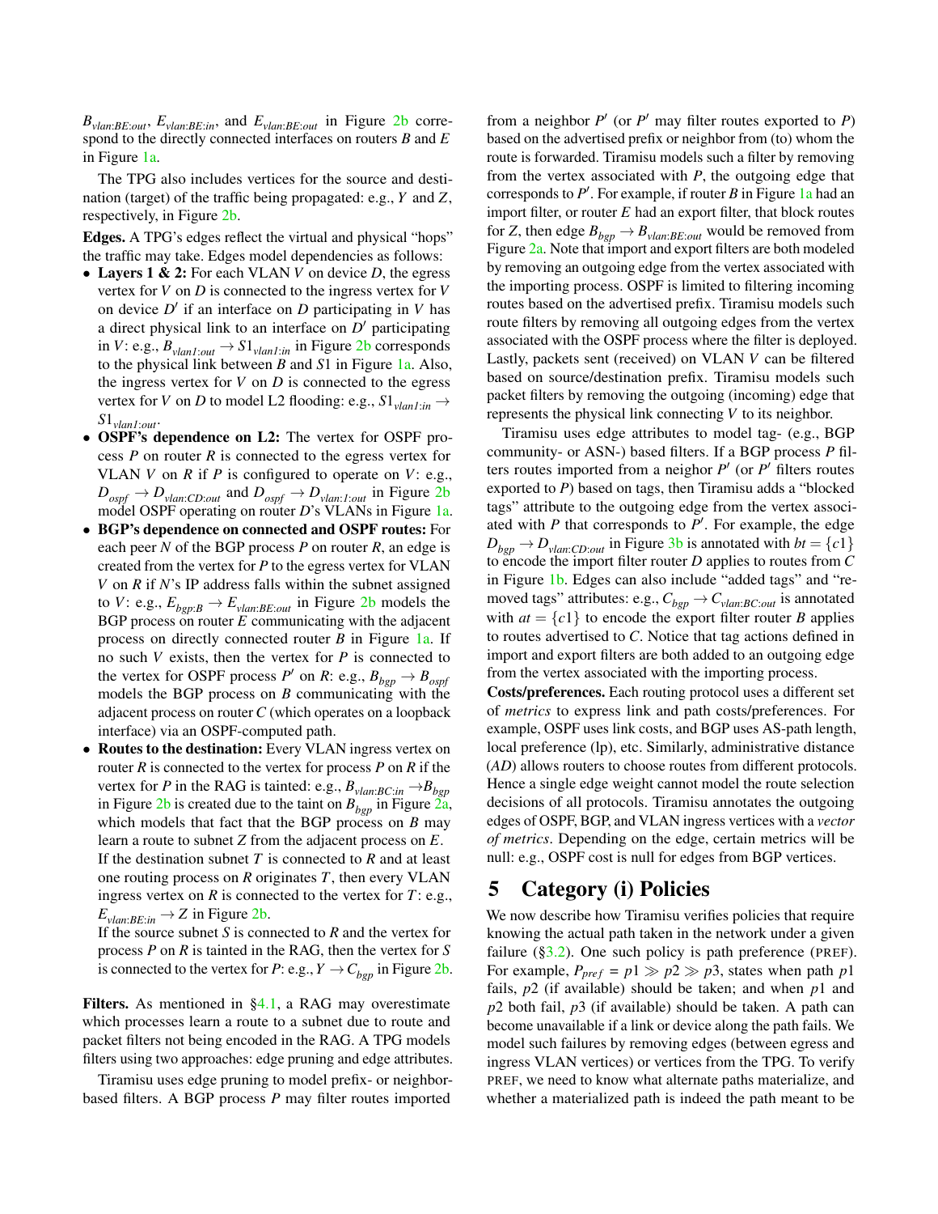$B_{vlan:BE:out}$, $E_{vlan:BE:in}$, and $E_{vlan:BE:out}$ in Figure 2b correspond to the directly connected interfaces on routers $B$ and $E$ in Figure 1a.

The TPG also includes vertices for the source and destination (target) of the traffic being propagated: e.g., $Y$ and $Z$, respectively, in Figure 2b.

**Edges.** A TPG's edges reflect the virtual and physical "hops" the traffic may take. Edges model dependencies as follows:

- **Layers 1 & 2:** For each VLAN $V$ on device $D$, the egress vertex for $V$ on $D$ is connected to the ingress vertex for $V$ on device $D'$ if an interface on $D$ participating in $V$ has a direct physical link to an interface on $D'$ participating in $V$: e.g., $B_{vlan1:out} \rightarrow S1_{vlan1:in}$ in Figure 2b corresponds to the physical link between $B$ and $S1$ in Figure 1a. Also, the ingress vertex for $V$ on $D$ is connected to the egress vertex for $V$ on $D$ to model L2 flooding: e.g., $S1_{vlan1:in} \rightarrow S1_{vlan1:out}$.
- **OSPF's dependence on L2:** The vertex for OSPF process $P$ on router $R$ is connected to the egress vertex for VLAN $V$ on $R$ if $P$ is configured to operate on $V$: e.g., $D_{ospf} \rightarrow D_{vlan:CD:out}$ and $D_{ospf} \rightarrow D_{vlan:1:out}$ in Figure 2b model OSPF operating on router $D$'s VLANs in Figure 1a.
- **BGP's dependence on connected and OSPF routes:** For each peer $N$ of the BGP process $P$ on router $R$, an edge is created from the vertex for $P$ to the egress vertex for VLAN $V$ on $R$ if $N$'s IP address falls within the subnet assigned to $V$: e.g., $E_{bgp:B} \rightarrow E_{vlan:BE:out}$ in Figure 2b models the BGP process on router $E$ communicating with the adjacent process on directly connected router $B$ in Figure 1a. If no such $V$ exists, then the vertex for $P$ is connected to the vertex for OSPF process $P'$ on $R$: e.g., $B_{bgp} \rightarrow B_{ospf}$ models the BGP process on $B$ communicating with the adjacent process on router $C$ (which operates on a loopback interface) via an OSPF-computed path.
- **Routes to the destination:** Every VLAN ingress vertex on router $R$ is connected to the vertex for process $P$ on $R$ if the vertex for $P$ in the RAG is tainted: e.g., $B_{vlan:BC:in} \rightarrow B_{bgp}$ in Figure 2b is created due to the taint on $B_{bgp}$ in Figure 2a, which models that fact that the BGP process on $B$ may learn a route to subnet $Z$ from the adjacent process on $E$.
  If the destination subnet $T$ is connected to $R$ and at least one routing process on $R$ originates $T$, then every VLAN ingress vertex on $R$ is connected to the vertex for $T$: e.g., $E_{vlan:BE:in} \rightarrow Z$ in Figure 2b.
  If the source subnet $S$ is connected to $R$ and the vertex for process $P$ on $R$ is tainted in the RAG, then the vertex for $S$ is connected to the vertex for $P$: e.g., $Y \rightarrow C_{bgp}$ in Figure 2b.

**Filters.** As mentioned in §4.1, a RAG may overestimate which processes learn a route to a subnet due to route and packet filters not being encoded in the RAG. A TPG models filters using two approaches: edge pruning and edge attributes.

Tiramisu uses edge pruning to model prefix- or neighbor-based filters. A BGP process $P$ may filter routes imported from a neighbor $P'$ (or $P'$ may filter routes exported to $P$) based on the advertised prefix or neighbor from (to) whom the route is forwarded. Tiramisu models such a filter by removing from the vertex associated with $P$, the outgoing edge that corresponds to $P'$. For example, if router $B$ in Figure 1a had an import filter, or router $E$ had an export filter, that block routes for $Z$, then edge $B_{bgp} \rightarrow B_{vlan:BE:out}$ would be removed from Figure 2a. Note that import and export filters are both modeled by removing an outgoing edge from the vertex associated with the importing process. OSPF is limited to filtering incoming routes based on the advertised prefix. Tiramisu models such route filters by removing all outgoing edges from the vertex associated with the OSPF process where the filter is deployed. Lastly, packets sent (received) on VLAN $V$ can be filtered based on source/destination prefix. Tiramisu models such packet filters by removing the outgoing (incoming) edge that represents the physical link connecting $V$ to its neighbor.

Tiramisu uses edge attributes to model tag- (e.g., BGP community- or ASN-) based filters. If a BGP process $P$ filters routes imported from a neighbor $P'$ (or $P'$ filters routes exported to $P$) based on tags, then Tiramisu adds a "blocked tags" attribute to the outgoing edge from the vertex associated with $P$ that corresponds to $P'$. For example, the edge $D_{bgp} \rightarrow D_{vlan:CD:out}$ in Figure 3b is annotated with $bt = \{c1\}$ to encode the import filter router $D$ applies to routes from $C$ in Figure 1b. Edges can also include "added tags" and "removed tags" attributes: e.g., $C_{bgp} \rightarrow C_{vlan:BC:out}$ is annotated with $at = \{c1\}$ to encode the export filter router $B$ applies to routes advertised to $C$. Notice that tag actions defined in import and export filters are both added to an outgoing edge from the vertex associated with the importing process.

**Costs/preferences.** Each routing protocol uses a different set of *metrics* to express link and path costs/preferences. For example, OSPF uses link costs, and BGP uses AS-path length, local preference (lp), etc. Similarly, administrative distance (*AD*) allows routers to choose routes from different protocols. Hence a single edge weight cannot model the route selection decisions of all protocols. Tiramisu annotates the outgoing edges of OSPF, BGP, and VLAN ingress vertices with a *vector of metrics*. Depending on the edge, certain metrics will be null: e.g., OSPF cost is null for edges from BGP vertices.

## 5 Category (i) Policies

We now describe how Tiramisu verifies policies that require knowing the actual path taken in the network under a given failure (§3.2). One such policy is path preference (PREF). For example, $P_{pref} = p1 \gg p2 \gg p3$, states when path $p1$ fails, $p2$ (if available) should be taken; and when $p1$ and $p2$ both fail, $p3$ (if available) should be taken. A path can become unavailable if a link or device along the path fails. We model such failures by removing edges (between egress and ingress VLAN vertices) or vertices from the TPG. To verify PREF, we need to know what alternate paths materialize, and whether a materialized path is indeed the path meant to be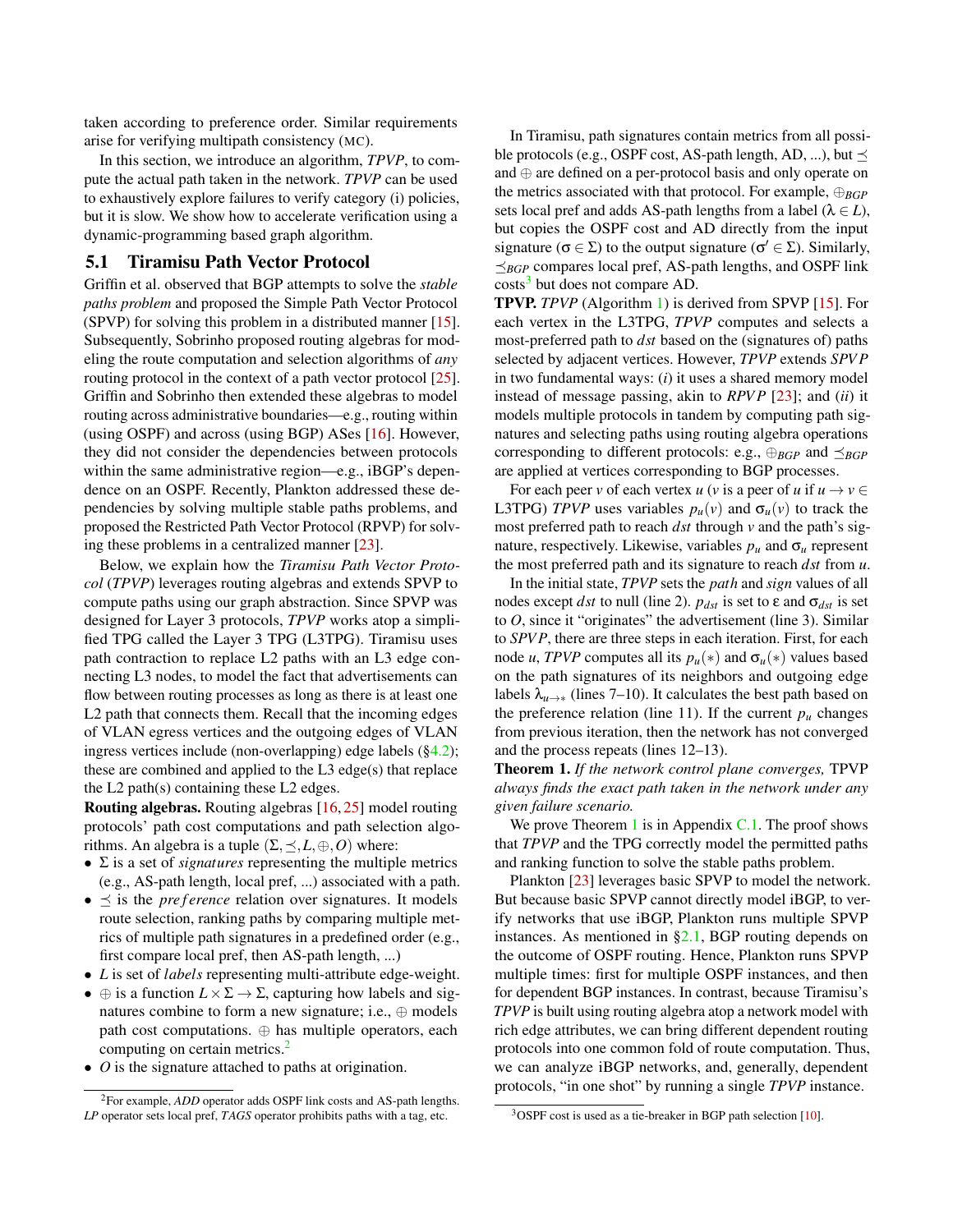taken according to preference order. Similar requirements arise for verifying multipath consistency (MC).

In this section, we introduce an algorithm, *TPVP*, to compute the actual path taken in the network. *TPVP* can be used to exhaustively explore failures to verify category (i) policies, but it is slow. We show how to accelerate verification using a dynamic-programming based graph algorithm.

### 5.1 Tiramisu Path Vector Protocol

Griffin et al. observed that BGP attempts to solve the *stable paths problem* and proposed the Simple Path Vector Protocol (SPVP) for solving this problem in a distributed manner [15]. Subsequently, Sobrinho proposed routing algebras for modeling the route computation and selection algorithms of *any* routing protocol in the context of a path vector protocol [25]. Griffin and Sobrinho then extended these algebras to model routing across administrative boundaries—e.g., routing within (using OSPF) and across (using BGP) ASes [16]. However, they did not consider the dependencies between protocols within the same administrative region—e.g., iBGP's dependence on an OSPF. Recently, Plankton addressed these dependencies by solving multiple stable paths problems, and proposed the Restricted Path Vector Protocol (RPVP) for solving these problems in a centralized manner [23].

Below, we explain how the *Tiramisu Path Vector Protocol* (*TPVP*) leverages routing algebras and extends SPVP to compute paths using our graph abstraction. Since SPVP was designed for Layer 3 protocols, *TPVP* works atop a simplified TPG called the Layer 3 TPG (L3TPG). Tiramisu uses path contraction to replace L2 paths with an L3 edge connecting L3 nodes, to model the fact that advertisements can flow between routing processes as long as there is at least one L2 path that connects them. Recall that the incoming edges of VLAN egress vertices and the outgoing edges of VLAN ingress vertices include (non-overlapping) edge labels (§4.2); these are combined and applied to the L3 edge(s) that replace the L2 path(s) containing these L2 edges.

**Routing algebras.** Routing algebras [16, 25] model routing protocols' path cost computations and path selection algorithms. An algebra is a tuple $(\Sigma, \preceq, L, \oplus, O)$ where:

- $\Sigma$ is a set of *signatures* representing the multiple metrics (e.g., AS-path length, local pref, ...) associated with a path.
- $\preceq$ is the *preference* relation over signatures. It models route selection, ranking paths by comparing multiple metrics of multiple path signatures in a predefined order (e.g., first compare local pref, then AS-path length, ...)
- $L$ is set of *labels* representing multi-attribute edge-weight.
- $\oplus$ is a function $L \times \Sigma \to \Sigma$, capturing how labels and signatures combine to form a new signature; i.e., $\oplus$ models path cost computations. $\oplus$ has multiple operators, each computing on certain metrics.[2]
- $O$ is the signature attached to paths at origination.

[2] For example, *ADD* operator adds OSPF link costs and AS-path lengths. *LP* operator sets local pref, *TAGS* operator prohibits paths with a tag, etc.

In Tiramisu, path signatures contain metrics from all possible protocols (e.g., OSPF cost, AS-path length, AD, ...), but $\preceq$ and $\oplus$ are defined on a per-protocol basis and only operate on the metrics associated with that protocol. For example, $\oplus_{BGP}$ sets local pref and adds AS-path lengths from a label ($\lambda \in L$), but copies the OSPF cost and AD directly from the input signature ($\sigma \in \Sigma$) to the output signature ($\sigma' \in \Sigma$). Similarly, $\preceq_{BGP}$ compares local pref, AS-path lengths, and OSPF link costs[3] but does not compare AD.

**TPVP.** *TPVP* (Algorithm 1) is derived from SPVP [15]. For each vertex in the L3TPG, *TPVP* computes and selects a most-preferred path to *dst* based on the (signatures of) paths selected by adjacent vertices. However, *TPVP* extends *SPVP* in two fundamental ways: (*i*) it uses a shared memory model instead of message passing, akin to *RPVP* [23]; and (*ii*) it models multiple protocols in tandem by computing path signatures and selecting paths using routing algebra operations corresponding to different protocols: e.g., $\oplus_{BGP}$ and $\preceq_{BGP}$ are applied at vertices corresponding to BGP processes.

For each peer $v$ of each vertex $u$ ($v$ is a peer of $u$ if $u \to v \in$ L3TPG) *TPVP* uses variables $p_u(v)$ and $\sigma_u(v)$ to track the most preferred path to reach *dst* through $v$ and the path's signature, respectively. Likewise, variables $p_u$ and $\sigma_u$ represent the most preferred path and its signature to reach *dst* from $u$.

In the initial state, *TPVP* sets the *path* and *sign* values of all nodes except *dst* to null (line 2). $p_{dst}$ is set to $\varepsilon$ and $\sigma_{dst}$ is set to $O$, since it "originates" the advertisement (line 3). Similar to *SPVP*, there are three steps in each iteration. First, for each node $u$, *TPVP* computes all its $p_u(*)$ and $\sigma_u(*)$ values based on the path signatures of its neighbors and outgoing edge labels $\lambda_{u\to *}$ (lines 7–10). It calculates the best path based on the preference relation (line 11). If the current $p_u$ changes from previous iteration, then the network has not converged and the process repeats (lines 12–13).

**Theorem 1.** *If the network control plane converges,* TPVP *always finds the exact path taken in the network under any given failure scenario.*

We prove Theorem 1 is in Appendix C.1. The proof shows that *TPVP* and the TPG correctly model the permitted paths and ranking function to solve the stable paths problem.

Plankton [23] leverages basic SPVP to model the network. But because basic SPVP cannot directly model iBGP, to verify networks that use iBGP, Plankton runs multiple SPVP instances. As mentioned in §2.1, BGP routing depends on the outcome of OSPF routing. Hence, Plankton runs SPVP multiple times: first for multiple OSPF instances, and then for dependent BGP instances. In contrast, because Tiramisu's *TPVP* is built using routing algebra atop a network model with rich edge attributes, we can bring different dependent routing protocols into one common fold of route computation. Thus, we can analyze iBGP networks, and, generally, dependent protocols, "in one shot" by running a single *TPVP* instance.

[3] OSPF cost is used as a tie-breaker in BGP path selection [10].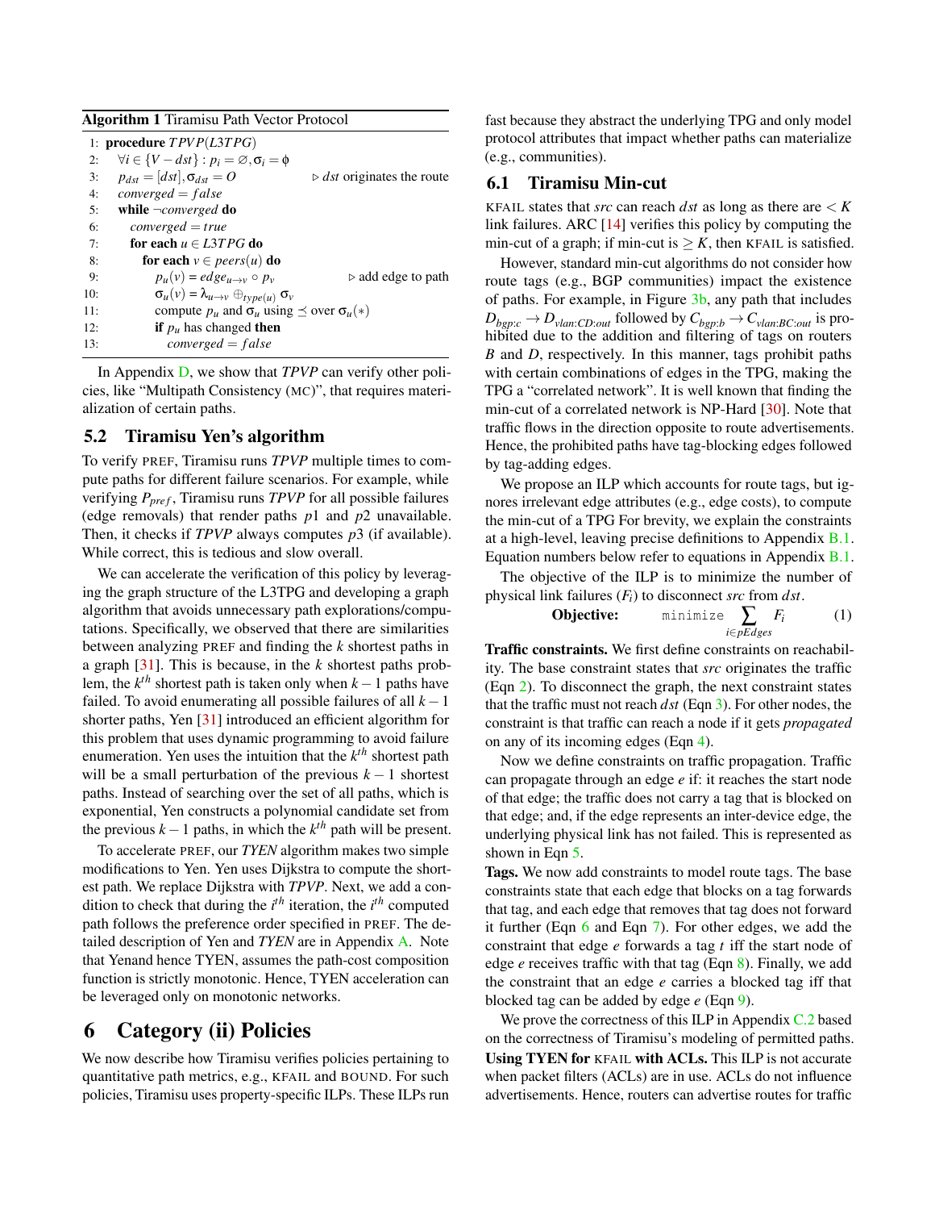**Algorithm 1** Tiramisu Path Vector Protocol

```
1: procedure TPVP(L3TPG)
2:   ∀i ∈ {V − dst} : p_i = ∅, σ_i = ϕ
3:   p_dst = [dst], σ_dst = O                    ▷ dst originates the route
4:   converged = false
5:   while ¬converged do
6:     converged = true
7:     for each u ∈ L3TPG do
8:       for each v ∈ peers(u) do
9:         p_u(v) = edge_{u→v} ∘ p_v              ▷ add edge to path
10:        σ_u(v) = λ_{u→v} ⊕_{type(u)} σ_v
11:      compute p_u and σ_u using ⪯ over σ_u(∗)
12:      if p_u has changed then
13:        converged = false
```

In Appendix D, we show that *TPVP* can verify other policies, like "Multipath Consistency (MC)", that requires materialization of certain paths.

## 5.2 Tiramisu Yen's algorithm

To verify PREF, Tiramisu runs *TPVP* multiple times to compute paths for different failure scenarios. For example, while verifying $P_{pref}$, Tiramisu runs *TPVP* for all possible failures (edge removals) that render paths $p1$ and $p2$ unavailable. Then, it checks if *TPVP* always computes $p3$ (if available). While correct, this is tedious and slow overall.

We can accelerate the verification of this policy by leveraging the graph structure of the L3TPG and developing a graph algorithm that avoids unnecessary path explorations/computations. Specifically, we observed that there are similarities between analyzing PREF and finding the $k$ shortest paths in a graph [31]. This is because, in the $k$ shortest paths problem, the $k^{th}$ shortest path is taken only when $k-1$ paths have failed. To avoid enumerating all possible failures of all $k-1$ shorter paths, Yen [31] introduced an efficient algorithm for this problem that uses dynamic programming to avoid failure enumeration. Yen uses the intuition that the $k^{th}$ shortest path will be a small perturbation of the previous $k-1$ shortest paths. Instead of searching over the set of all paths, which is exponential, Yen constructs a polynomial candidate set from the previous $k-1$ paths, in which the $k^{th}$ path will be present.

To accelerate PREF, our *TYEN* algorithm makes two simple modifications to Yen. Yen uses Dijkstra to compute the shortest path. We replace Dijkstra with *TPVP*. Next, we add a condition to check that during the $i^{th}$ iteration, the $i^{th}$ computed path follows the preference order specified in PREF. The detailed description of Yen and *TYEN* are in Appendix A. Note that Yenand hence TYEN, assumes the path-cost composition function is strictly monotonic. Hence, TYEN acceleration can be leveraged only on monotonic networks.

# 6 Category (ii) Policies

We now describe how Tiramisu verifies policies pertaining to quantitative path metrics, e.g., KFAIL and BOUND. For such policies, Tiramisu uses property-specific ILPs. These ILPs run fast because they abstract the underlying TPG and only model protocol attributes that impact whether paths can materialize (e.g., communities).

## 6.1 Tiramisu Min-cut

KFAIL states that *src* can reach *dst* as long as there are $< K$ link failures. ARC [14] verifies this policy by computing the min-cut of a graph; if min-cut is $\geq K$, then KFAIL is satisfied.

However, standard min-cut algorithms do not consider how route tags (e.g., BGP communities) impact the existence of paths. For example, in Figure 3b, any path that includes $D_{bgp:c} \rightarrow D_{vlan:CD:out}$ followed by $C_{bgp:b} \rightarrow C_{vlan:BC:out}$ is prohibited due to the addition and filtering of tags on routers $B$ and $D$, respectively. In this manner, tags prohibit paths with certain combinations of edges in the TPG, making the TPG a "correlated network". It is well known that finding the min-cut of a correlated network is NP-Hard [30]. Note that traffic flows in the direction opposite to route advertisements. Hence, the prohibited paths have tag-blocking edges followed by tag-adding edges.

We propose an ILP which accounts for route tags, but ignores irrelevant edge attributes (e.g., edge costs), to compute the min-cut of a TPG For brevity, we explain the constraints at a high-level, leaving precise definitions to Appendix B.1. Equation numbers below refer to equations in Appendix B.1.

The objective of the ILP is to minimize the number of physical link failures ($F_i$) to disconnect *src* from *dst*.

$$\textbf{Objective:} \qquad \texttt{minimize} \sum_{i \in pEdges} F_i \tag{1}$$

**Traffic constraints.** We first define constraints on reachability. The base constraint states that *src* originates the traffic (Eqn 2). To disconnect the graph, the next constraint states that the traffic must not reach *dst* (Eqn 3). For other nodes, the constraint is that traffic can reach a node if it gets *propagated* on any of its incoming edges (Eqn 4).

Now we define constraints on traffic propagation. Traffic can propagate through an edge $e$ if: it reaches the start node of that edge; the traffic does not carry a tag that is blocked on that edge; and, if the edge represents an inter-device edge, the underlying physical link has not failed. This is represented as shown in Eqn 5.

**Tags.** We now add constraints to model route tags. The base constraints state that each edge that blocks on a tag forwards that tag, and each edge that removes that tag does not forward it further (Eqn 6 and Eqn 7). For other edges, we add the constraint that edge $e$ forwards a tag $t$ iff the start node of edge $e$ receives traffic with that tag (Eqn 8). Finally, we add the constraint that an edge $e$ carries a blocked tag iff that blocked tag can be added by edge $e$ (Eqn 9).

We prove the correctness of this ILP in Appendix C.2 based on the correctness of Tiramisu's modeling of permitted paths.

**Using TYEN for KFAIL with ACLs.** This ILP is not accurate when packet filters (ACLs) are in use. ACLs do not influence advertisements. Hence, routers can advertise routes for traffic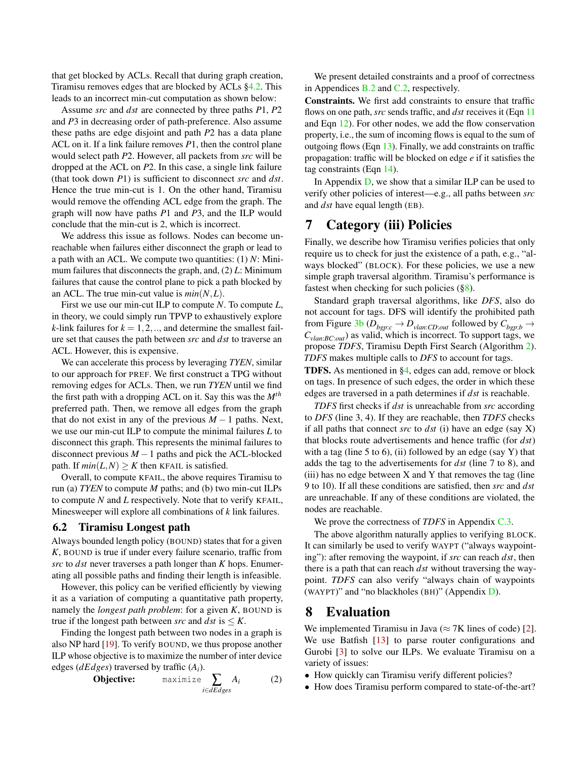that get blocked by ACLs. Recall that during graph creation, Tiramisu removes edges that are blocked by ACLs §4.2. This leads to an incorrect min-cut computation as shown below:

Assume *src* and *dst* are connected by three paths $P1$, $P2$ and $P3$ in decreasing order of path-preference. Also assume these paths are edge disjoint and path $P2$ has a data plane ACL on it. If a link failure removes $P1$, then the control plane would select path $P2$. However, all packets from *src* will be dropped at the ACL on $P2$. In this case, a single link failure (that took down $P1$) is sufficient to disconnect *src* and *dst*. Hence the true min-cut is 1. On the other hand, Tiramisu would remove the offending ACL edge from the graph. The graph will now have paths $P1$ and $P3$, and the ILP would conclude that the min-cut is 2, which is incorrect.

We address this issue as follows. Nodes can become unreachable when failures either disconnect the graph or lead to a path with an ACL. We compute two quantities: (1) $N$: Minimum failures that disconnects the graph, and, (2) $L$: Minimum failures that cause the control plane to pick a path blocked by an ACL. The true min-cut value is $min(N,L)$.

First we use our min-cut ILP to compute $N$. To compute $L$, in theory, we could simply run TPVP to exhaustively explore $k$-link failures for $k = 1,2,..$, and determine the smallest failure set that causes the path between *src* and *dst* to traverse an ACL. However, this is expensive.

We can accelerate this process by leveraging *TYEN*, similar to our approach for PREF. We first construct a TPG without removing edges for ACLs. Then, we run *TYEN* until we find the first path with a dropping ACL on it. Say this was the $M^{th}$ preferred path. Then, we remove all edges from the graph that do not exist in any of the previous $M-1$ paths. Next, we use our min-cut ILP to compute the minimal failures $L$ to disconnect this graph. This represents the minimal failures to disconnect previous $M-1$ paths and pick the ACL-blocked path. If $min(L,N) \geq K$ then KFAIL is satisfied.

Overall, to compute KFAIL, the above requires Tiramisu to run (a) *TYEN* to compute $M$ paths; and (b) two min-cut ILPs to compute $N$ and $L$ respectively. Note that to verify KFAIL, Minesweeper will explore all combinations of $k$ link failures.

### 6.2 Tiramisu Longest path

Always bounded length policy (BOUND) states that for a given $K$, BOUND is true if under every failure scenario, traffic from *src* to *dst* never traverses a path longer than $K$ hops. Enumerating all possible paths and finding their length is infeasible.

However, this policy can be verified efficiently by viewing it as a variation of computing a quantitative path property, namely the *longest path problem*: for a given $K$, BOUND is true if the longest path between *src* and *dst* is $\leq K$.

Finding the longest path between two nodes in a graph is also NP hard [19]. To verify BOUND, we thus propose another ILP whose objective is to maximize the number of inter device edges (*dEdges*) traversed by traffic ($A_i$).

$$\textbf{Objective:} \qquad \texttt{maximize} \sum_{i \in dEdges} A_i \qquad (2)$$

We present detailed constraints and a proof of correctness in Appendices B.2 and C.2, respectively.

**Constraints.** We first add constraints to ensure that traffic flows on one path, *src* sends traffic, and *dst* receives it (Eqn 11 and Eqn 12). For other nodes, we add the flow conservation property, i.e., the sum of incoming flows is equal to the sum of outgoing flows (Eqn 13). Finally, we add constraints on traffic propagation: traffic will be blocked on edge $e$ if it satisfies the tag constraints (Eqn 14).

In Appendix D, we show that a similar ILP can be used to verify other policies of interest—e.g., all paths between *src* and *dst* have equal length (EB).

## 7 Category (iii) Policies

Finally, we describe how Tiramisu verifies policies that only require us to check for just the existence of a path, e.g., "always blocked" (BLOCK). For these policies, we use a new simple graph traversal algorithm. Tiramisu's performance is fastest when checking for such policies (§8).

Standard graph traversal algorithms, like *DFS*, also do not account for tags. DFS will identify the prohibited path from Figure 3b ($D_{bgp:c} \rightarrow D_{vlan:CD:out}$ followed by $C_{bgp:b} \rightarrow C_{vlan:BC:out}$) as valid, which is incorrect. To support tags, we propose *TDFS*, Tiramisu Depth First Search (Algorithm 2). *TDFS* makes multiple calls to *DFS* to account for tags.

**TDFS.** As mentioned in §4, edges can add, remove or block on tags. In presence of such edges, the order in which these edges are traversed in a path determines if *dst* is reachable.

*TDFS* first checks if *dst* is unreachable from *src* according to *DFS* (line 3, 4). If they are reachable, then *TDFS* checks if all paths that connect *src* to *dst* (i) have an edge (say X) that blocks route advertisements and hence traffic (for *dst*) with a tag (line 5 to 6), (ii) followed by an edge (say Y) that adds the tag to the advertisements for *dst* (line 7 to 8), and (iii) has no edge between X and Y that removes the tag (line 9 to 10). If all these conditions are satisfied, then *src* and *dst* are unreachable. If any of these conditions are violated, the nodes are reachable.

We prove the correctness of *TDFS* in Appendix C.3.

The above algorithm naturally applies to verifying BLOCK. It can similarly be used to verify WAYPT ("always waypointing"): after removing the waypoint, if *src* can reach *dst*, then there is a path that can reach *dst* without traversing the waypoint. *TDFS* can also verify "always chain of waypoints (WAYPT)" and "no blackholes (BH)" (Appendix D).

## 8 Evaluation

We implemented Tiramisu in Java (≈ 7K lines of code) [2]. We use Batfish [13] to parse router configurations and Gurobi [3] to solve our ILPs. We evaluate Tiramisu on a variety of issues:

- How quickly can Tiramisu verify different policies?
- How does Tiramisu perform compared to state-of-the-art?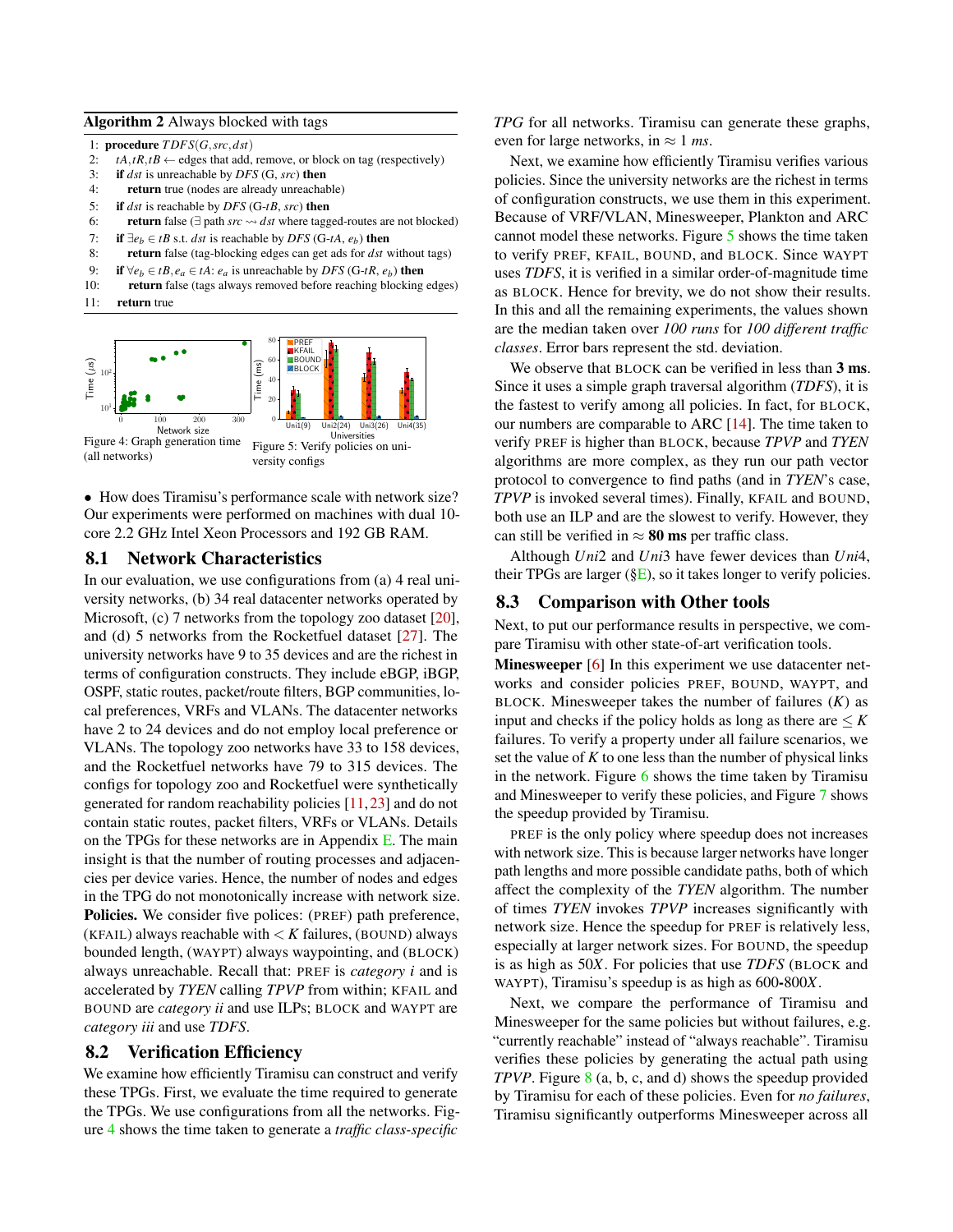**Algorithm 2** Always blocked with tags

```
1:  procedure TDFS(G, src, dst)
2:    tA, tR, tB ← edges that add, remove, or block on tag (respectively)
3:    if dst is unreachable by DFS (G, src) then
4:      return true (nodes are already unreachable)
5:    if dst is reachable by DFS (G-tB, src) then
6:      return false (∃ path src ⇝ dst where tagged-routes are not blocked)
7:    if ∃e_b ∈ tB s.t. dst is reachable by DFS (G-tA, e_b) then
8:      return false (tag-blocking edges can get ads for dst without tags)
9:    if ∀e_b ∈ tB, e_a ∈ tA: e_a is unreachable by DFS (G-tR, e_b) then
10:     return false (tags always removed before reaching blocking edges)
11:   return true
```

Figure 4: Graph generation time (all networks)

Figure 5: Verify policies on university configs

• How does Tiramisu's performance scale with network size? Our experiments were performed on machines with dual 10-core 2.2 GHz Intel Xeon Processors and 192 GB RAM.

## 8.1 Network Characteristics

In our evaluation, we use configurations from (a) 4 real university networks, (b) 34 real datacenter networks operated by Microsoft, (c) 7 networks from the topology zoo dataset [20], and (d) 5 networks from the Rocketfuel dataset [27]. The university networks have 9 to 35 devices and are the richest in terms of configuration constructs. They include eBGP, iBGP, OSPF, static routes, packet/route filters, BGP communities, local preferences, VRFs and VLANs. The datacenter networks have 2 to 24 devices and do not employ local preference or VLANs. The topology zoo networks have 33 to 158 devices, and the Rocketfuel networks have 79 to 315 devices. The configs for topology zoo and Rocketfuel were synthetically generated for random reachability policies [11, 23] and do not contain static routes, packet filters, VRFs or VLANs. Details on the TPGs for these networks are in Appendix E. The main insight is that the number of routing processes and adjacencies per device varies. Hence, the number of nodes and edges in the TPG do not monotonically increase with network size.

**Policies.** We consider five polices: (PREF) path preference, (KFAIL) always reachable with $< K$ failures, (BOUND) always bounded length, (WAYPT) always waypointing, and (BLOCK) always unreachable. Recall that: PREF is *category i* and is accelerated by *TYEN* calling *TPVP* from within; KFAIL and BOUND are *category ii* and use ILPs; BLOCK and WAYPT are *category iii* and use *TDFS*.

## 8.2 Verification Efficiency

We examine how efficiently Tiramisu can construct and verify these TPGs. First, we evaluate the time required to generate the TPGs. We use configurations from all the networks. Figure 4 shows the time taken to generate a *traffic class-specific TPG* for all networks. Tiramisu can generate these graphs, even for large networks, in $\approx 1$ *ms*.

Next, we examine how efficiently Tiramisu verifies various policies. Since the university networks are the richest in terms of configuration constructs, we use them in this experiment. Because of VRF/VLAN, Minesweeper, Plankton and ARC cannot model these networks. Figure 5 shows the time taken to verify PREF, KFAIL, BOUND, and BLOCK. Since WAYPT uses *TDFS*, it is verified in a similar order-of-magnitude time as BLOCK. Hence for brevity, we do not show their results. In this and all the remaining experiments, the values shown are the median taken over *100 runs* for *100 different traffic classes*. Error bars represent the std. deviation.

We observe that BLOCK can be verified in less than **3 ms**. Since it uses a simple graph traversal algorithm (*TDFS*), it is the fastest to verify among all policies. In fact, for BLOCK, our numbers are comparable to ARC [14]. The time taken to verify PREF is higher than BLOCK, because *TPVP* and *TYEN* algorithms are more complex, as they run our path vector protocol to convergence to find paths (and in *TYEN*'s case, *TPVP* is invoked several times). Finally, KFAIL and BOUND, both use an ILP and are the slowest to verify. However, they can still be verified in $\approx$ **80 ms** per traffic class.

Although *Uni*2 and *Uni*3 have fewer devices than *Uni*4, their TPGs are larger (§E), so it takes longer to verify policies.

## 8.3 Comparison with Other tools

Next, to put our performance results in perspective, we compare Tiramisu with other state-of-art verification tools.

**Minesweeper** [6] In this experiment we use datacenter networks and consider policies PREF, BOUND, WAYPT, and BLOCK. Minesweeper takes the number of failures ($K$) as input and checks if the policy holds as long as there are $\leq K$ failures. To verify a property under all failure scenarios, we set the value of $K$ to one less than the number of physical links in the network. Figure 6 shows the time taken by Tiramisu and Minesweeper to verify these policies, and Figure 7 shows the speedup provided by Tiramisu.

PREF is the only policy where speedup does not increases with network size. This is because larger networks have longer path lengths and more possible candidate paths, both of which affect the complexity of the *TYEN* algorithm. The number of times *TYEN* invokes *TPVP* increases significantly with network size. Hence the speedup for PREF is relatively less, especially at larger network sizes. For BOUND, the speedup is as high as 50$X$. For policies that use *TDFS* (BLOCK and WAYPT), Tiramisu's speedup is as high as 600-800$X$.

Next, we compare the performance of Tiramisu and Minesweeper for the same policies but without failures, e.g. "currently reachable" instead of "always reachable". Tiramisu verifies these policies by generating the actual path using *TPVP*. Figure 8 (a, b, c, and d) shows the speedup provided by Tiramisu for each of these policies. Even for *no failures*, Tiramisu significantly outperforms Minesweeper across all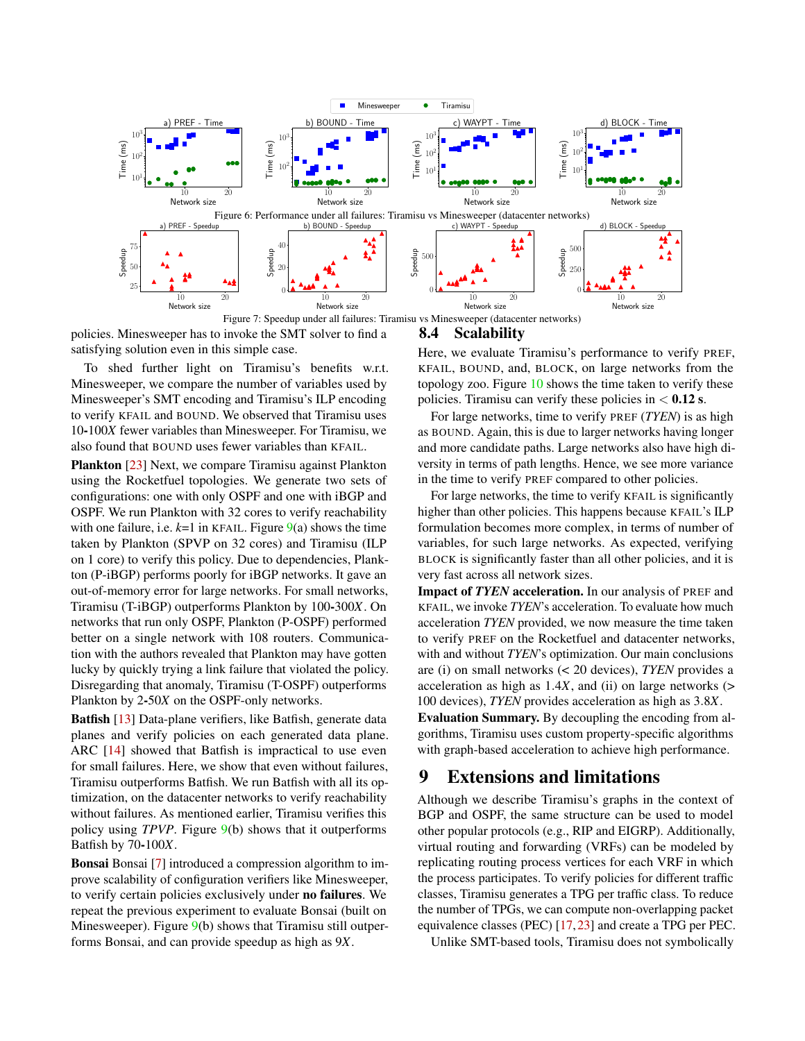Figure 6: Performance under all failures: Tiramisu vs Minesweeper (datacenter networks)

Figure 7: Speedup under all failures: Tiramisu vs Minesweeper (datacenter networks)

policies. Minesweeper has to invoke the SMT solver to find a satisfying solution even in this simple case.

To shed further light on Tiramisu's benefits w.r.t. Minesweeper, we compare the number of variables used by Minesweeper's SMT encoding and Tiramisu's ILP encoding to verify KFAIL and BOUND. We observed that Tiramisu uses 10-100*X* fewer variables than Minesweeper. For Tiramisu, we also found that BOUND uses fewer variables than KFAIL.

**Plankton** [23] Next, we compare Tiramisu against Plankton using the Rocketfuel topologies. We generate two sets of configurations: one with only OSPF and one with iBGP and OSPF. We run Plankton with 32 cores to verify reachability with one failure, i.e. $k$=1 in KFAIL. Figure 9(a) shows the time taken by Plankton (SPVP on 32 cores) and Tiramisu (ILP on 1 core) to verify this policy. Due to dependencies, Plankton (P-iBGP) performs poorly for iBGP networks. It gave an out-of-memory error for large networks. For small networks, Tiramisu (T-iBGP) outperforms Plankton by 100-300*X*. On networks that run only OSPF, Plankton (P-OSPF) performed better on a single network with 108 routers. Communication with the authors revealed that Plankton may have gotten lucky by quickly trying a link failure that violated the policy. Disregarding that anomaly, Tiramisu (T-OSPF) outperforms Plankton by 2-50*X* on the OSPF-only networks.

**Batfish** [13] Data-plane verifiers, like Batfish, generate data planes and verify policies on each generated data plane. ARC [14] showed that Batfish is impractical to use even for small failures. Here, we show that even without failures, Tiramisu outperforms Batfish. We run Batfish with all its optimization, on the datacenter networks to verify reachability without failures. As mentioned earlier, Tiramisu verifies this policy using *TPVP*. Figure 9(b) shows that it outperforms Batfish by 70-100*X*.

**Bonsai** Bonsai [7] introduced a compression algorithm to improve scalability of configuration verifiers like Minesweeper, to verify certain policies exclusively under **no failures**. We repeat the previous experiment to evaluate Bonsai (built on Minesweeper). Figure 9(b) shows that Tiramisu still outperforms Bonsai, and can provide speedup as high as 9*X*.

## 8.4 Scalability

Here, we evaluate Tiramisu's performance to verify PREF, KFAIL, BOUND, and, BLOCK, on large networks from the topology zoo. Figure 10 shows the time taken to verify these policies. Tiramisu can verify these policies in < **0.12 s**.

For large networks, time to verify PREF (*TYEN*) is as high as BOUND. Again, this is due to larger networks having longer and more candidate paths. Large networks also have high diversity in terms of path lengths. Hence, we see more variance in the time to verify PREF compared to other policies.

For large networks, the time to verify KFAIL is significantly higher than other policies. This happens because KFAIL's ILP formulation becomes more complex, in terms of number of variables, for such large networks. As expected, verifying BLOCK is significantly faster than all other policies, and it is very fast across all network sizes.

**Impact of *TYEN* acceleration.** In our analysis of PREF and KFAIL, we invoke *TYEN*'s acceleration. To evaluate how much acceleration *TYEN* provided, we now measure the time taken to verify PREF on the Rocketfuel and datacenter networks, with and without *TYEN*'s optimization. Our main conclusions are (i) on small networks (< 20 devices), *TYEN* provides a acceleration as high as 1.4*X*, and (ii) on large networks (> 100 devices), *TYEN* provides acceleration as high as 3.8*X*.

**Evaluation Summary.** By decoupling the encoding from algorithms, Tiramisu uses custom property-specific algorithms with graph-based acceleration to achieve high performance.

# 9 Extensions and limitations

Although we describe Tiramisu's graphs in the context of BGP and OSPF, the same structure can be used to model other popular protocols (e.g., RIP and EIGRP). Additionally, virtual routing and forwarding (VRFs) can be modeled by replicating routing process vertices for each VRF in which the process participates. To verify policies for different traffic classes, Tiramisu generates a TPG per traffic class. To reduce the number of TPGs, we can compute non-overlapping packet equivalence classes (PEC) [17,23] and create a TPG per PEC.

Unlike SMT-based tools, Tiramisu does not symbolically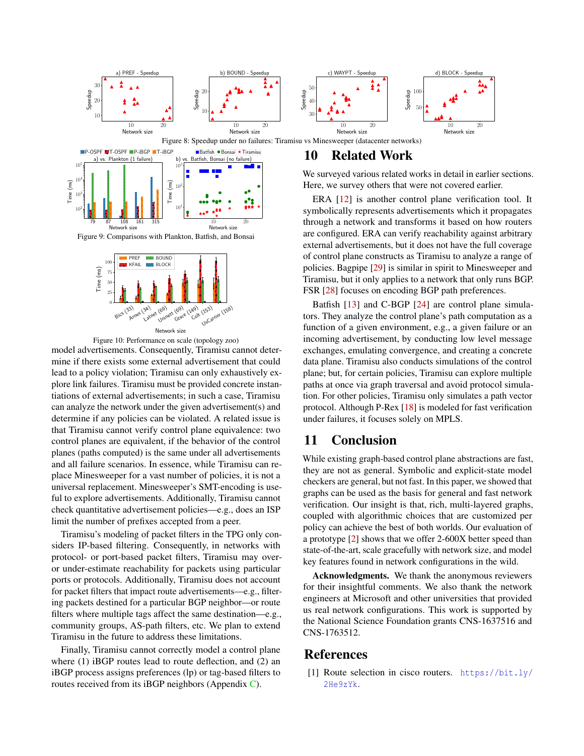Figure 8: Speedup under no failures: Tiramisu vs Minesweeper (datacenter networks)

Figure 9: Comparisons with Plankton, Batfish, and Bonsai

Figure 10: Performance on scale (topology zoo)

model advertisements. Consequently, Tiramisu cannot determine if there exists some external advertisement that could lead to a policy violation; Tiramisu can only exhaustively explore link failures. Tiramisu must be provided concrete instantiations of external advertisements; in such a case, Tiramisu can analyze the network under the given advertisement(s) and determine if any policies can be violated. A related issue is that Tiramisu cannot verify control plane equivalence: two control planes are equivalent, if the behavior of the control planes (paths computed) is the same under all advertisements and all failure scenarios. In essence, while Tiramisu can replace Minesweeper for a vast number of policies, it is not a universal replacement. Minesweeper's SMT-encoding is useful to explore advertisements. Additionally, Tiramisu cannot check quantitative advertisement policies—e.g., does an ISP limit the number of prefixes accepted from a peer.

Tiramisu's modeling of packet filters in the TPG only considers IP-based filtering. Consequently, in networks with protocol- or port-based packet filters, Tiramisu may over- or under-estimate reachability for packets using particular ports or protocols. Additionally, Tiramisu does not account for packet filters that impact route advertisements—e.g., filtering packets destined for a particular BGP neighbor—or route filters where multiple tags affect the same destination—e.g., community groups, AS-path filters, etc. We plan to extend Tiramisu in the future to address these limitations.

Finally, Tiramisu cannot correctly model a control plane where (1) iBGP routes lead to route deflection, and (2) an iBGP process assigns preferences (lp) or tag-based filters to routes received from its iBGP neighbors (Appendix C).

# 10 Related Work

We surveyed various related works in detail in earlier sections. Here, we survey others that were not covered earlier.

ERA [12] is another control plane verification tool. It symbolically represents advertisements which it propagates through a network and transforms it based on how routers are configured. ERA can verify reachability against arbitrary external advertisements, but it does not have the full coverage of control plane constructs as Tiramisu to analyze a range of policies. Bagpipe [29] is similar in spirit to Minesweeper and Tiramisu, but it only applies to a network that only runs BGP. FSR [28] focuses on encoding BGP path preferences.

Batfish [13] and C-BGP [24] are control plane simulators. They analyze the control plane's path computation as a function of a given environment, e.g., a given failure or an incoming advertisement, by conducting low level message exchanges, emulating convergence, and creating a concrete data plane. Tiramisu also conducts simulations of the control plane; but, for certain policies, Tiramisu can explore multiple paths at once via graph traversal and avoid protocol simulation. For other policies, Tiramisu only simulates a path vector protocol. Although P-Rex [18] is modeled for fast verification under failures, it focuses solely on MPLS.

# 11 Conclusion

While existing graph-based control plane abstractions are fast, they are not as general. Symbolic and explicit-state model checkers are general, but not fast. In this paper, we showed that graphs can be used as the basis for general and fast network verification. Our insight is that, rich, multi-layered graphs, coupled with algorithmic choices that are customized per policy can achieve the best of both worlds. Our evaluation of a prototype [2] shows that we offer 2-600X better speed than state-of-the-art, scale gracefully with network size, and model key features found in network configurations in the wild.

**Acknowledgments.** We thank the anonymous reviewers for their insightful comments. We also thank the network engineers at Microsoft and other universities that provided us real network configurations. This work is supported by the National Science Foundation grants CNS-1637516 and CNS-1763512.

# References

[1] Route selection in cisco routers. https://bit.ly/2He9zYk.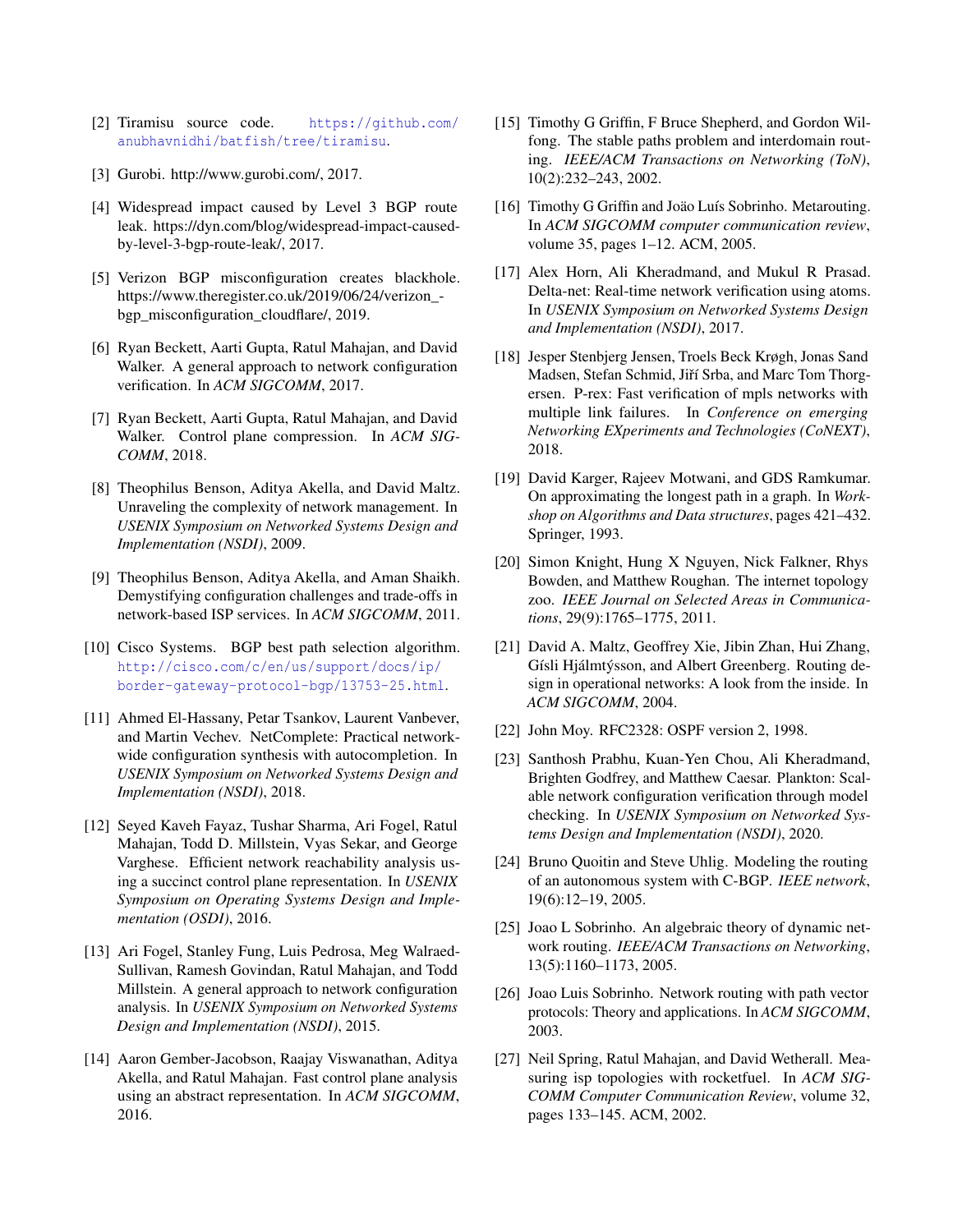[2] Tiramisu source code. https://github.com/anubhavnidhi/batfish/tree/tiramisu.

[3] Gurobi. http://www.gurobi.com/, 2017.

[4] Widespread impact caused by Level 3 BGP route leak. https://dyn.com/blog/widespread-impact-caused-by-level-3-bgp-route-leak/, 2017.

[5] Verizon BGP misconfiguration creates blackhole. https://www.theregister.co.uk/2019/06/24/verizon_-bgp_misconfiguration_cloudflare/, 2019.

[6] Ryan Beckett, Aarti Gupta, Ratul Mahajan, and David Walker. A general approach to network configuration verification. In *ACM SIGCOMM*, 2017.

[7] Ryan Beckett, Aarti Gupta, Ratul Mahajan, and David Walker. Control plane compression. In *ACM SIGCOMM*, 2018.

[8] Theophilus Benson, Aditya Akella, and David Maltz. Unraveling the complexity of network management. In *USENIX Symposium on Networked Systems Design and Implementation (NSDI)*, 2009.

[9] Theophilus Benson, Aditya Akella, and Aman Shaikh. Demystifying configuration challenges and trade-offs in network-based ISP services. In *ACM SIGCOMM*, 2011.

[10] Cisco Systems. BGP best path selection algorithm. http://cisco.com/c/en/us/support/docs/ip/border-gateway-protocol-bgp/13753-25.html.

[11] Ahmed El-Hassany, Petar Tsankov, Laurent Vanbever, and Martin Vechev. NetComplete: Practical network-wide configuration synthesis with autocompletion. In *USENIX Symposium on Networked Systems Design and Implementation (NSDI)*, 2018.

[12] Seyed Kaveh Fayaz, Tushar Sharma, Ari Fogel, Ratul Mahajan, Todd D. Millstein, Vyas Sekar, and George Varghese. Efficient network reachability analysis using a succinct control plane representation. In *USENIX Symposium on Operating Systems Design and Implementation (OSDI)*, 2016.

[13] Ari Fogel, Stanley Fung, Luis Pedrosa, Meg Walraed-Sullivan, Ramesh Govindan, Ratul Mahajan, and Todd Millstein. A general approach to network configuration analysis. In *USENIX Symposium on Networked Systems Design and Implementation (NSDI)*, 2015.

[14] Aaron Gember-Jacobson, Raajay Viswanathan, Aditya Akella, and Ratul Mahajan. Fast control plane analysis using an abstract representation. In *ACM SIGCOMM*, 2016.

[15] Timothy G Griffin, F Bruce Shepherd, and Gordon Wilfong. The stable paths problem and interdomain routing. *IEEE/ACM Transactions on Networking (ToN)*, 10(2):232–243, 2002.

[16] Timothy G Griffin and Joäo Luís Sobrinho. Metarouting. In *ACM SIGCOMM computer communication review*, volume 35, pages 1–12. ACM, 2005.

[17] Alex Horn, Ali Kheradmand, and Mukul R Prasad. Delta-net: Real-time network verification using atoms. In *USENIX Symposium on Networked Systems Design and Implementation (NSDI)*, 2017.

[18] Jesper Stenbjerg Jensen, Troels Beck Krøgh, Jonas Sand Madsen, Stefan Schmid, Jiří Srba, and Marc Tom Thorgersen. P-rex: Fast verification of mpls networks with multiple link failures. In *Conference on emerging Networking EXperiments and Technologies (CoNEXT)*, 2018.

[19] David Karger, Rajeev Motwani, and GDS Ramkumar. On approximating the longest path in a graph. In *Workshop on Algorithms and Data structures*, pages 421–432. Springer, 1993.

[20] Simon Knight, Hung X Nguyen, Nick Falkner, Rhys Bowden, and Matthew Roughan. The internet topology zoo. *IEEE Journal on Selected Areas in Communications*, 29(9):1765–1775, 2011.

[21] David A. Maltz, Geoffrey Xie, Jibin Zhan, Hui Zhang, Gísli Hjálmtýsson, and Albert Greenberg. Routing design in operational networks: A look from the inside. In *ACM SIGCOMM*, 2004.

[22] John Moy. RFC2328: OSPF version 2, 1998.

[23] Santhosh Prabhu, Kuan-Yen Chou, Ali Kheradmand, Brighten Godfrey, and Matthew Caesar. Plankton: Scalable network configuration verification through model checking. In *USENIX Symposium on Networked Systems Design and Implementation (NSDI)*, 2020.

[24] Bruno Quoitin and Steve Uhlig. Modeling the routing of an autonomous system with C-BGP. *IEEE network*, 19(6):12–19, 2005.

[25] Joao L Sobrinho. An algebraic theory of dynamic network routing. *IEEE/ACM Transactions on Networking*, 13(5):1160–1173, 2005.

[26] Joao Luis Sobrinho. Network routing with path vector protocols: Theory and applications. In *ACM SIGCOMM*, 2003.

[27] Neil Spring, Ratul Mahajan, and David Wetherall. Measuring isp topologies with rocketfuel. In *ACM SIGCOMM Computer Communication Review*, volume 32, pages 133–145. ACM, 2002.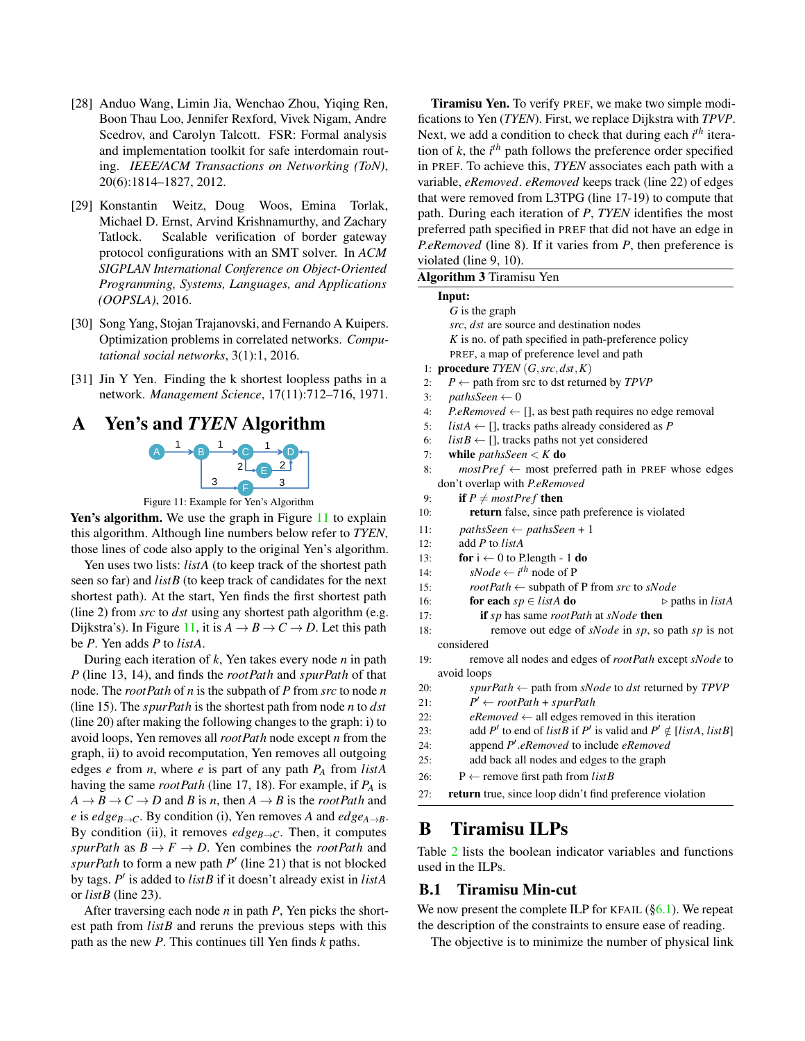[28] Anduo Wang, Limin Jia, Wenchao Zhou, Yiqing Ren, Boon Thau Loo, Jennifer Rexford, Vivek Nigam, Andre Scedrov, and Carolyn Talcott. FSR: Formal analysis and implementation toolkit for safe interdomain routing. *IEEE/ACM Transactions on Networking (ToN)*, 20(6):1814–1827, 2012.

[29] Konstantin Weitz, Doug Woos, Emina Torlak, Michael D. Ernst, Arvind Krishnamurthy, and Zachary Tatlock. Scalable verification of border gateway protocol configurations with an SMT solver. In *ACM SIGPLAN International Conference on Object-Oriented Programming, Systems, Languages, and Applications (OOPSLA)*, 2016.

[30] Song Yang, Stojan Trajanovski, and Fernando A Kuipers. Optimization problems in correlated networks. *Computational social networks*, 3(1):1, 2016.

[31] Jin Y Yen. Finding the k shortest loopless paths in a network. *Management Science*, 17(11):712–716, 1971.

# A Yen's and *TYEN* Algorithm

Figure 11: Example for Yen's Algorithm

**Yen's algorithm.** We use the graph in Figure 11 to explain this algorithm. Although line numbers below refer to *TYEN*, those lines of code also apply to the original Yen's algorithm.

Yen uses two lists: *listA* (to keep track of the shortest path seen so far) and *listB* (to keep track of candidates for the next shortest path). At the start, Yen finds the first shortest path (line 2) from *src* to *dst* using any shortest path algorithm (e.g. Dijkstra's). In Figure 11, it is $A \to B \to C \to D$. Let this path be $P$. Yen adds $P$ to *listA*.

During each iteration of $k$, Yen takes every node $n$ in path $P$ (line 13, 14), and finds the *rootPath* and *spurPath* of that node. The *rootPath* of $n$ is the subpath of $P$ from *src* to node $n$ (line 15). The *spurPath* is the shortest path from node $n$ to *dst* (line 20) after making the following changes to the graph: i) to avoid loops, Yen removes all *rootPath* node except $n$ from the graph, ii) to avoid recomputation, Yen removes all outgoing edges $e$ from $n$, where $e$ is part of any path $P_A$ from *listA* having the same *rootPath* (line 17, 18). For example, if $P_A$ is $A \to B \to C \to D$ and $B$ is $n$, then $A \to B$ is the *rootPath* and $e$ is $edge_{B \to C}$. By condition (i), Yen removes $A$ and $edge_{A \to B}$. By condition (ii), it removes $edge_{B \to C}$. Then, it computes *spurPath* as $B \to F \to D$. Yen combines the *rootPath* and *spurPath* to form a new path $P'$ (line 21) that is not blocked by tags. $P'$ is added to *listB* if it doesn't already exist in *listA* or *listB* (line 23).

After traversing each node $n$ in path $P$, Yen picks the shortest path from *listB* and reruns the previous steps with this path as the new $P$. This continues till Yen finds $k$ paths.

**Tiramisu Yen.** To verify PREF, we make two simple modifications to Yen (*TYEN*). First, we replace Dijkstra with *TPVP*. Next, we add a condition to check that during each $i^{th}$ iteration of $k$, the $i^{th}$ path follows the preference order specified in PREF. To achieve this, *TYEN* associates each path with a variable, *eRemoved*. *eRemoved* keeps track (line 22) of edges that were removed from L3TPG (line 17-19) to compute that path. During each iteration of $P$, *TYEN* identifies the most preferred path specified in PREF that did not have an edge in *P.eRemoved* (line 8). If it varies from $P$, then preference is violated (line 9, 10).

**Algorithm 3** Tiramisu Yen

```
Input:
    G is the graph
    src, dst are source and destination nodes
    K is no. of path specified in path-preference policy
    PREF, a map of preference level and path
 1: procedure TYEN (G, src, dst, K)
 2:   P ← path from src to dst returned by TPVP
 3:   pathsSeen ← 0
 4:   P.eRemoved ← [], as best path requires no edge removal
 5:   listA ← [], tracks paths already considered as P
 6:   listB ← [], tracks paths not yet considered
 7:   while pathsSeen < K do
 8:     mostPref ← most preferred path in PREF whose edges
        don't overlap with P.eRemoved
 9:     if P ≠ mostPref then
10:       return false, since path preference is violated
11:     pathsSeen ← pathsSeen + 1
12:     add P to listA
13:     for i ← 0 to P.length - 1 do
14:       sNode ← i^th node of P
15:       rootPath ← subpath of P from src to sNode
16:       for each sp ∈ listA do                  ▷ paths in listA
17:         if sp has same rootPath at sNode then
18:           remove out edge of sNode in sp, so path sp is not
              considered
19:       remove all nodes and edges of rootPath except sNode to
          avoid loops
20:       spurPath ← path from sNode to dst returned by TPVP
21:       P' ← rootPath + spurPath
22:       eRemoved ← all edges removed in this iteration
23:       add P' to end of listB if P' is valid and P' ∉ [listA, listB]
24:       append P'.eRemoved to include eRemoved
25:       add back all nodes and edges to the graph
26:     P ← remove first path from listB
27:   return true, since loop didn't find preference violation
```

# B Tiramisu ILPs

Table 2 lists the boolean indicator variables and functions used in the ILPs.

## B.1 Tiramisu Min-cut

We now present the complete ILP for KFAIL (§6.1). We repeat the description of the constraints to ensure ease of reading.

The objective is to minimize the number of physical link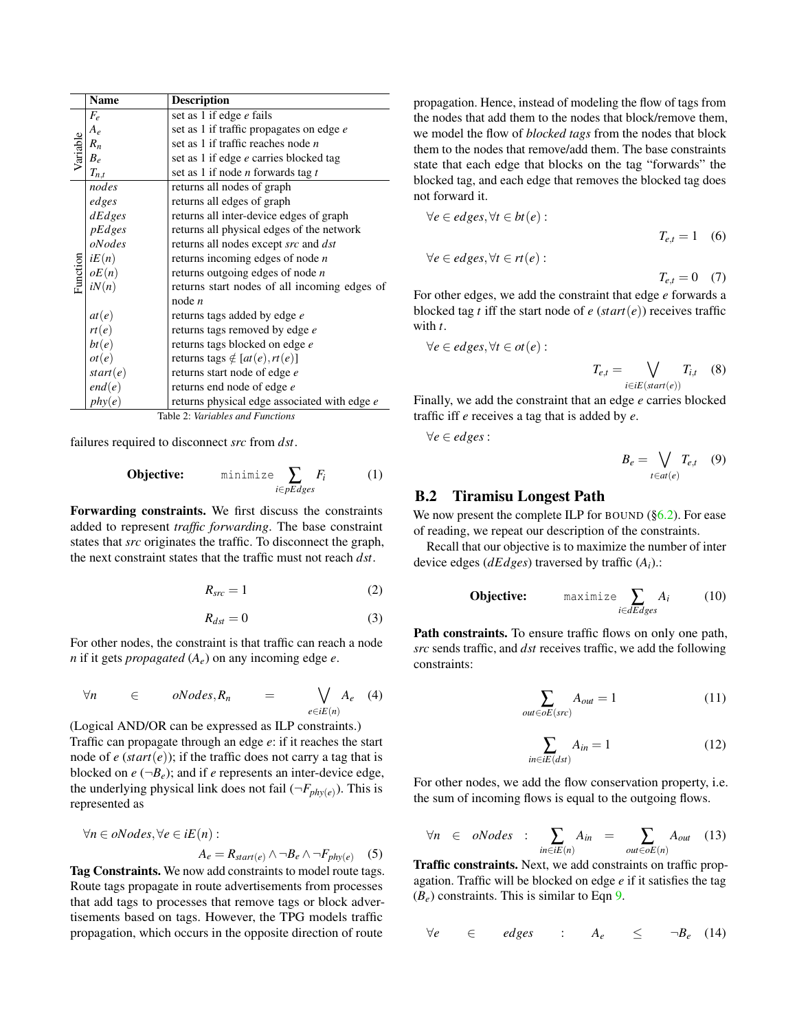| | Name | Description |
|---|---|---|
| Variable | $F_e$ | set as 1 if edge $e$ fails |
| | $A_e$ | set as 1 if traffic propagates on edge $e$ |
| | $R_n$ | set as 1 if traffic reaches node $n$ |
| | $B_e$ | set as 1 if edge $e$ carries blocked tag |
| | $T_{n,t}$ | set as 1 if node $n$ forwards tag $t$ |
| Function | *nodes* | returns all nodes of graph |
| | *edges* | returns all edges of graph |
| | *dEdges* | returns all inter-device edges of graph |
| | *pEdges* | returns all physical edges of the network |
| | *oNodes* | returns all nodes except *src* and *dst* |
| | $iE(n)$ | returns incoming edges of node $n$ |
| | $oE(n)$ | returns outgoing edges of node $n$ |
| | $iN(n)$ | returns start nodes of all incoming edges of node $n$ |
| | $at(e)$ | returns tags added by edge $e$ |
| | $rt(e)$ | returns tags removed by edge $e$ |
| | $bt(e)$ | returns tags blocked on edge $e$ |
| | $ot(e)$ | returns tags $\notin [at(e), rt(e)]$ |
| | $start(e)$ | returns start node of edge $e$ |
| | $end(e)$ | returns end node of edge $e$ |
| | $phy(e)$ | returns physical edge associated with edge $e$ |

Table 2: *Variables and Functions*

failures required to disconnect *src* from *dst*.

$$\textbf{Objective:} \qquad \texttt{minimize} \sum_{i \in pEdges} F_i \tag{1}$$

**Forwarding constraints.** We first discuss the constraints added to represent *traffic forwarding*. The base constraint states that *src* originates the traffic. To disconnect the graph, the next constraint states that the traffic must not reach *dst*.

$$R_{src} = 1 \tag{2}$$

$$R_{dst} = 0 \tag{3}$$

For other nodes, the constraint is that traffic can reach a node $n$ if it gets *propagated* ($A_e$) on any incoming edge $e$.

$$\forall n \in oNodes, R_n = \bigvee_{e \in iE(n)} A_e \tag{4}$$

(Logical AND/OR can be expressed as ILP constraints.) Traffic can propagate through an edge $e$: if it reaches the start node of $e$ ($start(e)$); if the traffic does not carry a tag that is blocked on $e$ ($\neg B_e$); and if $e$ represents an inter-device edge, the underlying physical link does not fail ($\neg F_{phy(e)}$). This is represented as

$$\forall n \in oNodes, \forall e \in iE(n):$$
$$A_e = R_{start(e)} \wedge \neg B_e \wedge \neg F_{phy(e)} \tag{5}$$

**Tag Constraints.** We now add constraints to model route tags. Route tags propagate in route advertisements from processes that add tags to processes that remove tags or block advertisements based on tags. However, the TPG models traffic propagation, which occurs in the opposite direction of route propagation. Hence, instead of modeling the flow of tags from the nodes that add them to the nodes that block/remove them, we model the flow of *blocked tags* from the nodes that block them to the nodes that remove/add them. The base constraints state that each edge that blocks on the tag "forwards" the blocked tag, and each edge that removes the blocked tag does not forward it.

$$\forall e \in edges, \forall t \in bt(e):$$
$$T_{e,t} = 1 \tag{6}$$

$$\forall e \in edges, \forall t \in rt(e):$$
$$T_{e,t} = 0 \tag{7}$$

For other edges, we add the constraint that edge $e$ forwards a blocked tag $t$ iff the start node of $e$ ($start(e)$) receives traffic with $t$.

$$\forall e \in edges, \forall t \in ot(e):$$
$$T_{e,t} = \bigvee_{i \in iE(start(e))} T_{i,t} \tag{8}$$

Finally, we add the constraint that an edge $e$ carries blocked traffic iff $e$ receives a tag that is added by $e$.

$$\forall e \in edges:$$
$$B_e = \bigvee_{t \in at(e)} T_{e,t} \tag{9}$$

## B.2 Tiramisu Longest Path

We now present the complete ILP for BOUND (§6.2). For ease of reading, we repeat our description of the constraints.

Recall that our objective is to maximize the number of inter device edges (*dEdges*) traversed by traffic ($A_i$).:

$$\textbf{Objective:} \qquad \texttt{maximize} \sum_{i \in dEdges} A_i \tag{10}$$

**Path constraints.** To ensure traffic flows on only one path, *src* sends traffic, and *dst* receives traffic, we add the following constraints:

$$\sum_{out \in oE(src)} A_{out} = 1 \tag{11}$$

$$\sum_{in \in iE(dst)} A_{in} = 1 \tag{12}$$

For other nodes, we add the flow conservation property, i.e. the sum of incoming flows is equal to the outgoing flows.

$$\forall n \in oNodes : \sum_{in \in iE(n)} A_{in} = \sum_{out \in oE(n)} A_{out} \tag{13}$$

**Traffic constraints.** Next, we add constraints on traffic propagation. Traffic will be blocked on edge $e$ if it satisfies the tag ($B_e$) constraints. This is similar to Eqn 9.

$$\forall e \in edges : A_e \leq \neg B_e \tag{14}$$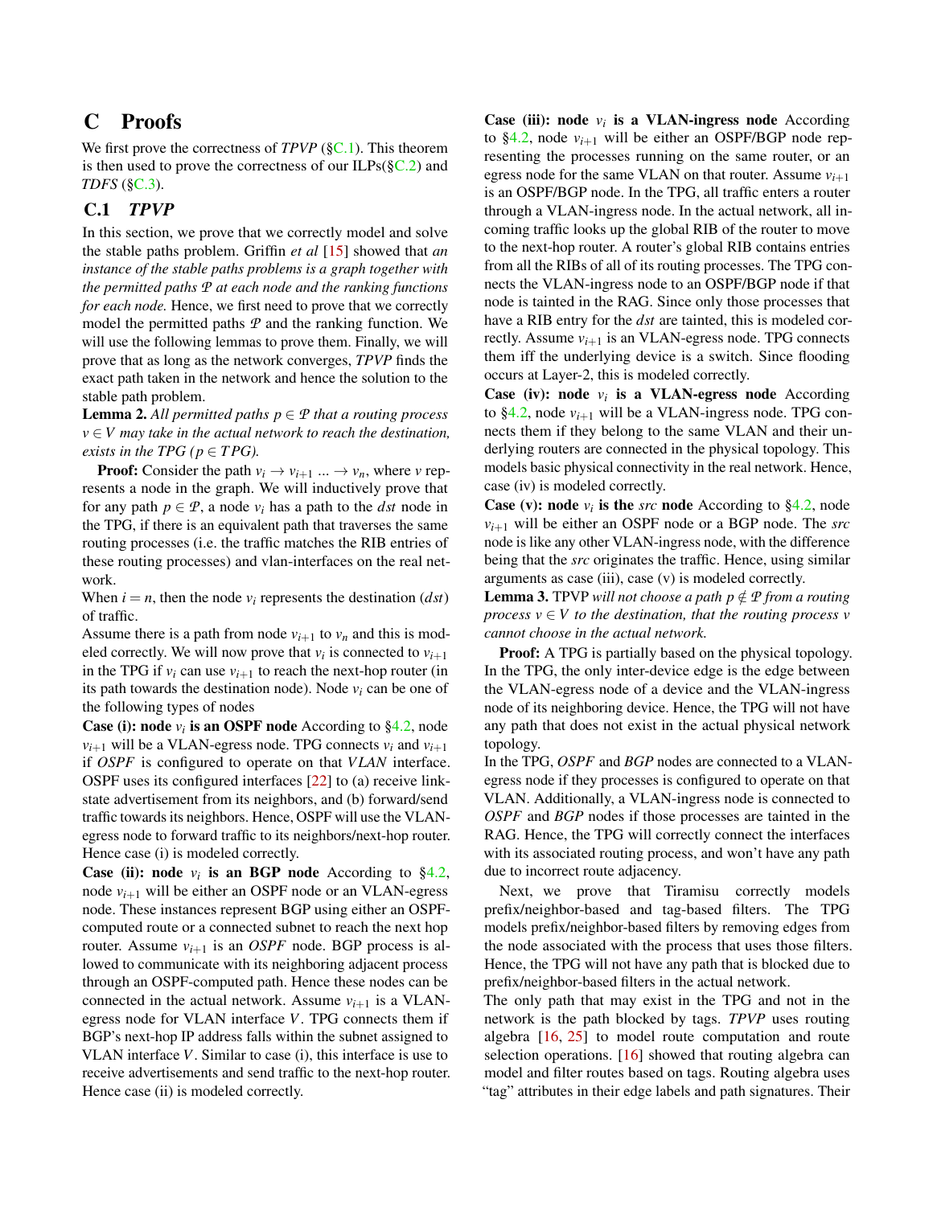# C Proofs

We first prove the correctness of *TPVP* (§C.1). This theorem is then used to prove the correctness of our ILPs(§C.2) and *TDFS* (§C.3).

## C.1 *TPVP*

In this section, we prove that we correctly model and solve the stable paths problem. Griffin *et al* [15] showed that *an instance of the stable paths problems is a graph together with the permitted paths $\mathcal{P}$ at each node and the ranking functions for each node.* Hence, we first need to prove that we correctly model the permitted paths $\mathcal{P}$ and the ranking function. We will use the following lemmas to prove them. Finally, we will prove that as long as the network converges, *TPVP* finds the exact path taken in the network and hence the solution to the stable path problem.

**Lemma 2.** *All permitted paths $p \in \mathcal{P}$ that a routing process $v \in V$ may take in the actual network to reach the destination, exists in the TPG ($p \in TPG$).*

**Proof:** Consider the path $v_i \rightarrow v_{i+1} \ldots \rightarrow v_n$, where $v$ represents a node in the graph. We will inductively prove that for any path $p \in \mathcal{P}$, a node $v_i$ has a path to the *dst* node in the TPG, if there is an equivalent path that traverses the same routing processes (i.e. the traffic matches the RIB entries of these routing processes) and vlan-interfaces on the real network.

When $i = n$, then the node $v_i$ represents the destination (*dst*) of traffic.

Assume there is a path from node $v_{i+1}$ to $v_n$ and this is modeled correctly. We will now prove that $v_i$ is connected to $v_{i+1}$ in the TPG if $v_i$ can use $v_{i+1}$ to reach the next-hop router (in its path towards the destination node). Node $v_i$ can be one of the following types of nodes

**Case (i): node $v_i$ is an OSPF node** According to §4.2, node $v_{i+1}$ will be a VLAN-egress node. TPG connects $v_i$ and $v_{i+1}$ if *OSPF* is configured to operate on that *VLAN* interface. OSPF uses its configured interfaces [22] to (a) receive link-state advertisement from its neighbors, and (b) forward/send traffic towards its neighbors. Hence, OSPF will use the VLAN-egress node to forward traffic to its neighbors/next-hop router. Hence case (i) is modeled correctly.

**Case (ii): node $v_i$ is an BGP node** According to §4.2, node $v_{i+1}$ will be either an OSPF node or an VLAN-egress node. These instances represent BGP using either an OSPF-computed route or a connected subnet to reach the next hop router. Assume $v_{i+1}$ is an *OSPF* node. BGP process is allowed to communicate with its neighboring adjacent process through an OSPF-computed path. Hence these nodes can be connected in the actual network. Assume $v_{i+1}$ is a VLAN-egress node for VLAN interface $V$. TPG connects them if BGP's next-hop IP address falls within the subnet assigned to VLAN interface $V$. Similar to case (i), this interface is use to receive advertisements and send traffic to the next-hop router. Hence case (ii) is modeled correctly.

**Case (iii): node $v_i$ is a VLAN-ingress node** According to §4.2, node $v_{i+1}$ will be either an OSPF/BGP node representing the processes running on the same router, or an egress node for the same VLAN on that router. Assume $v_{i+1}$ is an OSPF/BGP node. In the TPG, all traffic enters a router through a VLAN-ingress node. In the actual network, all incoming traffic looks up the global RIB of the router to move to the next-hop router. A router's global RIB contains entries from all the RIBs of all of its routing processes. The TPG connects the VLAN-ingress node to an OSPF/BGP node if that node is tainted in the RAG. Since only those processes that have a RIB entry for the *dst* are tainted, this is modeled correctly. Assume $v_{i+1}$ is an VLAN-egress node. TPG connects them iff the underlying device is a switch. Since flooding occurs at Layer-2, this is modeled correctly.

**Case (iv): node $v_i$ is a VLAN-egress node** According to §4.2, node $v_{i+1}$ will be a VLAN-ingress node. TPG connects them if they belong to the same VLAN and their underlying routers are connected in the physical topology. This models basic physical connectivity in the real network. Hence, case (iv) is modeled correctly.

**Case (v): node $v_i$ is the *src* node** According to §4.2, node $v_{i+1}$ will be either an OSPF node or a BGP node. The *src* node is like any other VLAN-ingress node, with the difference being that the *src* originates the traffic. Hence, using similar arguments as case (iii), case (v) is modeled correctly.

**Lemma 3.** TPVP *will not choose a path $p \notin \mathcal{P}$ from a routing process $v \in V$ to the destination, that the routing process $v$ cannot choose in the actual network.*

**Proof:** A TPG is partially based on the physical topology. In the TPG, the only inter-device edge is the edge between the VLAN-egress node of a device and the VLAN-ingress node of its neighboring device. Hence, the TPG will not have any path that does not exist in the actual physical network topology.

In the TPG, *OSPF* and *BGP* nodes are connected to a VLAN-egress node if they process is configured to operate on that VLAN. Additionally, a VLAN-ingress node is connected to *OSPF* and *BGP* nodes if those processes are tainted in the RAG. Hence, the TPG will correctly connect the interfaces with its associated routing process, and won't have any path due to incorrect route adjacency.

Next, we prove that Tiramisu correctly models prefix/neighbor-based and tag-based filters. The TPG models prefix/neighbor-based filters by removing edges from the node associated with the process that uses those filters. Hence, the TPG will not have any path that is blocked due to prefix/neighbor-based filters in the actual network.

The only path that may exist in the TPG and not in the network is the path blocked by tags. *TPVP* uses routing algebra [16, 25] to model route computation and route selection operations. [16] showed that routing algebra can model and filter routes based on tags. Routing algebra uses "tag" attributes in their edge labels and path signatures. Their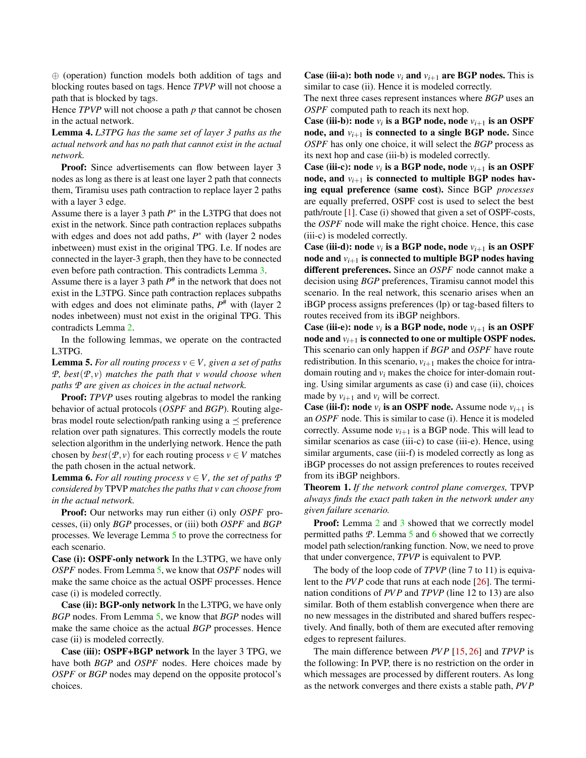$\oplus$ (operation) function models both addition of tags and blocking routes based on tags. Hence *TPVP* will not choose a path that is blocked by tags.

Hence *TPVP* will not choose a path $p$ that cannot be chosen in the actual network.

**Lemma 4.** *L3TPG has the same set of layer 3 paths as the actual network and has no path that cannot exist in the actual network.*

**Proof:** Since advertisements can flow between layer 3 nodes as long as there is at least one layer 2 path that connects them, Tiramisu uses path contraction to replace layer 2 paths with a layer 3 edge.

Assume there is a layer 3 path $P^*$ in the L3TPG that does not exist in the network. Since path contraction replaces subpaths with edges and does not add paths, $P^*$ with (layer 2 nodes inbetween) must exist in the original TPG. I.e. If nodes are connected in the layer-3 graph, then they have to be connected even before path contraction. This contradicts Lemma 3.

Assume there is a layer 3 path $P^{\#}$ in the network that does not exist in the L3TPG. Since path contraction replaces subpaths with edges and does not eliminate paths, $P^{\#}$ with (layer 2 nodes inbetween) must not exist in the original TPG. This contradicts Lemma 2.

In the following lemmas, we operate on the contracted L3TPG.

**Lemma 5.** *For all routing process $v \in V$, given a set of paths $\mathcal{P}$, $best(\mathcal{P}, v)$ matches the path that $v$ would choose when paths $\mathcal{P}$ are given as choices in the actual network.*

**Proof:** *TPVP* uses routing algebras to model the ranking behavior of actual protocols (*OSPF* and *BGP*). Routing algebras model route selection/path ranking using a $\preceq$ preference relation over path signatures. This correctly models the route selection algorithm in the underlying network. Hence the path chosen by $best(\mathcal{P}, v)$ for each routing process $v \in V$ matches the path chosen in the actual network.

**Lemma 6.** *For all routing process $v \in V$, the set of paths $\mathcal{P}$ considered by* TPVP *matches the paths that $v$ can choose from in the actual network.*

**Proof:** Our networks may run either (i) only *OSPF* processes, (ii) only *BGP* processes, or (iii) both *OSPF* and *BGP* processes. We leverage Lemma 5 to prove the correctness for each scenario.

**Case (i): OSPF-only network** In the L3TPG, we have only *OSPF* nodes. From Lemma 5, we know that *OSPF* nodes will make the same choice as the actual OSPF processes. Hence case (i) is modeled correctly.

**Case (ii): BGP-only network** In the L3TPG, we have only *BGP* nodes. From Lemma 5, we know that *BGP* nodes will make the same choice as the actual *BGP* processes. Hence case (ii) is modeled correctly.

**Case (iii): OSPF+BGP network** In the layer 3 TPG, we have both *BGP* and *OSPF* nodes. Here choices made by *OSPF* or *BGP* nodes may depend on the opposite protocol's choices.

**Case (iii-a): both node $v_i$ and $v_{i+1}$ are BGP nodes.** This is similar to case (ii). Hence it is modeled correctly.

The next three cases represent instances where *BGP* uses an *OSPF* computed path to reach its next hop.

**Case (iii-b): node $v_i$ is a BGP node, node $v_{i+1}$ is an OSPF node, and $v_{i+1}$ is connected to a single BGP node.** Since *OSPF* has only one choice, it will select the *BGP* process as its next hop and case (iii-b) is modeled correctly.

**Case (iii-c): node $v_i$ is a BGP node, node $v_{i+1}$ is an OSPF node, and $v_{i+1}$ is connected to multiple BGP nodes having equal preference (same cost).** Since BGP *processes* are equally preferred, OSPF cost is used to select the best path/route [1]. Case (i) showed that given a set of OSPF-costs, the *OSPF* node will make the right choice. Hence, this case (iii-c) is modeled correctly.

**Case (iii-d): node $v_i$ is a BGP node, node $v_{i+1}$ is an OSPF node and $v_{i+1}$ is connected to multiple BGP nodes having different preferences.** Since an *OSPF* node cannot make a decision using *BGP* preferences, Tiramisu cannot model this scenario. In the real network, this scenario arises when an iBGP process assigns preferences (lp) or tag-based filters to routes received from its iBGP neighbors.

**Case (iii-e): node $v_i$ is a BGP node, node $v_{i+1}$ is an OSPF node and $v_{i+1}$ is connected to one or multiple OSPF nodes.** This scenario can only happen if *BGP* and *OSPF* have route redistribution. In this scenario, $v_{i+1}$ makes the choice for intra-domain routing and $v_i$ makes the choice for inter-domain routing. Using similar arguments as case (i) and case (ii), choices made by $v_{i+1}$ and $v_i$ will be correct.

**Case (iii-f): node $v_i$ is an OSPF node.** Assume node $v_{i+1}$ is an *OSPF* node. This is similar to case (i). Hence it is modeled correctly. Assume node $v_{i+1}$ is a BGP node. This will lead to similar scenarios as case (iii-c) to case (iii-e). Hence, using similar arguments, case (iii-f) is modeled correctly as long as iBGP processes do not assign preferences to routes received from its iBGP neighbors.

**Theorem 1.** *If the network control plane converges,* TPVP *always finds the exact path taken in the network under any given failure scenario.*

**Proof:** Lemma 2 and 3 showed that we correctly model permitted paths $\mathcal{P}$. Lemma 5 and 6 showed that we correctly model path selection/ranking function. Now, we need to prove that under convergence, *TPVP* is equivalent to PVP.

The body of the loop code of *TPVP* (line 7 to 11) is equivalent to the *PVP* code that runs at each node [26]. The termination conditions of *PVP* and *TPVP* (line 12 to 13) are also similar. Both of them establish convergence when there are no new messages in the distributed and shared buffers respectively. And finally, both of them are executed after removing edges to represent failures.

The main difference between *PVP* [15, 26] and *TPVP* is the following: In PVP, there is no restriction on the order in which messages are processed by different routers. As long as the network converges and there exists a stable path, *PVP*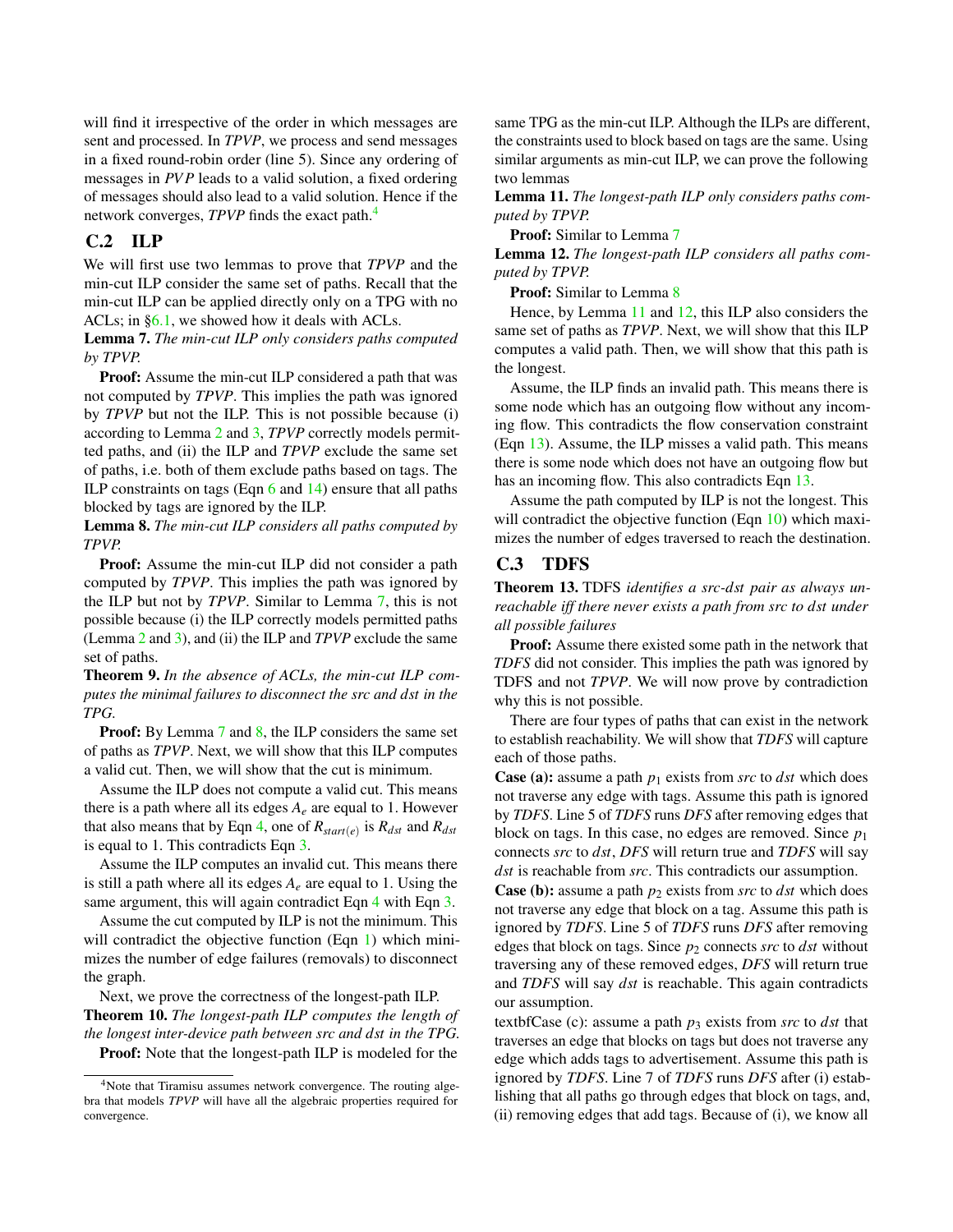will find it irrespective of the order in which messages are sent and processed. In *TPVP*, we process and send messages in a fixed round-robin order (line 5). Since any ordering of messages in *PVP* leads to a valid solution, a fixed ordering of messages should also lead to a valid solution. Hence if the network converges, *TPVP* finds the exact path.[4]

## C.2 ILP

We will first use two lemmas to prove that *TPVP* and the min-cut ILP consider the same set of paths. Recall that the min-cut ILP can be applied directly only on a TPG with no ACLs; in §6.1, we showed how it deals with ACLs.

**Lemma 7.** *The min-cut ILP only considers paths computed by TPVP.*

**Proof:** Assume the min-cut ILP considered a path that was not computed by *TPVP*. This implies the path was ignored by *TPVP* but not the ILP. This is not possible because (i) according to Lemma 2 and 3, *TPVP* correctly models permitted paths, and (ii) the ILP and *TPVP* exclude the same set of paths, i.e. both of them exclude paths based on tags. The ILP constraints on tags (Eqn 6 and 14) ensure that all paths blocked by tags are ignored by the ILP.

**Lemma 8.** *The min-cut ILP considers all paths computed by TPVP.*

**Proof:** Assume the min-cut ILP did not consider a path computed by *TPVP*. This implies the path was ignored by the ILP but not by *TPVP*. Similar to Lemma 7, this is not possible because (i) the ILP correctly models permitted paths (Lemma 2 and 3), and (ii) the ILP and *TPVP* exclude the same set of paths.

**Theorem 9.** *In the absence of ACLs, the min-cut ILP computes the minimal failures to disconnect the src and dst in the TPG.*

**Proof:** By Lemma 7 and 8, the ILP considers the same set of paths as *TPVP*. Next, we will show that this ILP computes a valid cut. Then, we will show that the cut is minimum.

Assume the ILP does not compute a valid cut. This means there is a path where all its edges $A_e$ are equal to 1. However that also means that by Eqn 4, one of $R_{start(e)}$ is $R_{dst}$ and $R_{dst}$ is equal to 1. This contradicts Eqn 3.

Assume the ILP computes an invalid cut. This means there is still a path where all its edges $A_e$ are equal to 1. Using the same argument, this will again contradict Eqn 4 with Eqn 3.

Assume the cut computed by ILP is not the minimum. This will contradict the objective function (Eqn 1) which minimizes the number of edge failures (removals) to disconnect the graph.

Next, we prove the correctness of the longest-path ILP.

**Theorem 10.** *The longest-path ILP computes the length of the longest inter-device path between src and dst in the TPG.*

**Proof:** Note that the longest-path ILP is modeled for the same TPG as the min-cut ILP. Although the ILPs are different, the constraints used to block based on tags are the same. Using similar arguments as min-cut ILP, we can prove the following two lemmas

**Lemma 11.** *The longest-path ILP only considers paths computed by TPVP.*

**Proof:** Similar to Lemma 7

**Lemma 12.** *The longest-path ILP considers all paths computed by TPVP.*

**Proof:** Similar to Lemma 8

Hence, by Lemma 11 and 12, this ILP also considers the same set of paths as *TPVP*. Next, we will show that this ILP computes a valid path. Then, we will show that this path is the longest.

Assume, the ILP finds an invalid path. This means there is some node which has an outgoing flow without any incoming flow. This contradicts the flow conservation constraint (Eqn 13). Assume, the ILP misses a valid path. This means there is some node which does not have an outgoing flow but has an incoming flow. This also contradicts Eqn 13.

Assume the path computed by ILP is not the longest. This will contradict the objective function (Eqn 10) which maximizes the number of edges traversed to reach the destination.

## C.3 TDFS

**Theorem 13.** TDFS *identifies a src-dst pair as always unreachable iff there never exists a path from src to dst under all possible failures*

**Proof:** Assume there existed some path in the network that *TDFS* did not consider. This implies the path was ignored by TDFS and not *TPVP*. We will now prove by contradiction why this is not possible.

There are four types of paths that can exist in the network to establish reachability. We will show that *TDFS* will capture each of those paths.

**Case (a):** assume a path $p_1$ exists from *src* to *dst* which does not traverse any edge with tags. Assume this path is ignored by *TDFS*. Line 5 of *TDFS* runs *DFS* after removing edges that block on tags. In this case, no edges are removed. Since $p_1$ connects *src* to *dst*, *DFS* will return true and *TDFS* will say *dst* is reachable from *src*. This contradicts our assumption.

**Case (b):** assume a path $p_2$ exists from *src* to *dst* which does not traverse any edge that block on a tag. Assume this path is ignored by *TDFS*. Line 5 of *TDFS* runs *DFS* after removing edges that block on tags. Since $p_2$ connects *src* to *dst* without traversing any of these removed edges, *DFS* will return true and *TDFS* will say *dst* is reachable. This again contradicts our assumption.

textbfCase (c): assume a path $p_3$ exists from *src* to *dst* that traverses an edge that blocks on tags but does not traverse any edge which adds tags to advertisement. Assume this path is ignored by *TDFS*. Line 7 of *TDFS* runs *DFS* after (i) establishing that all paths go through edges that block on tags, and, (ii) removing edges that add tags. Because of (i), we know all

[4]Note that Tiramisu assumes network convergence. The routing algebra that models *TPVP* will have all the algebraic properties required for convergence.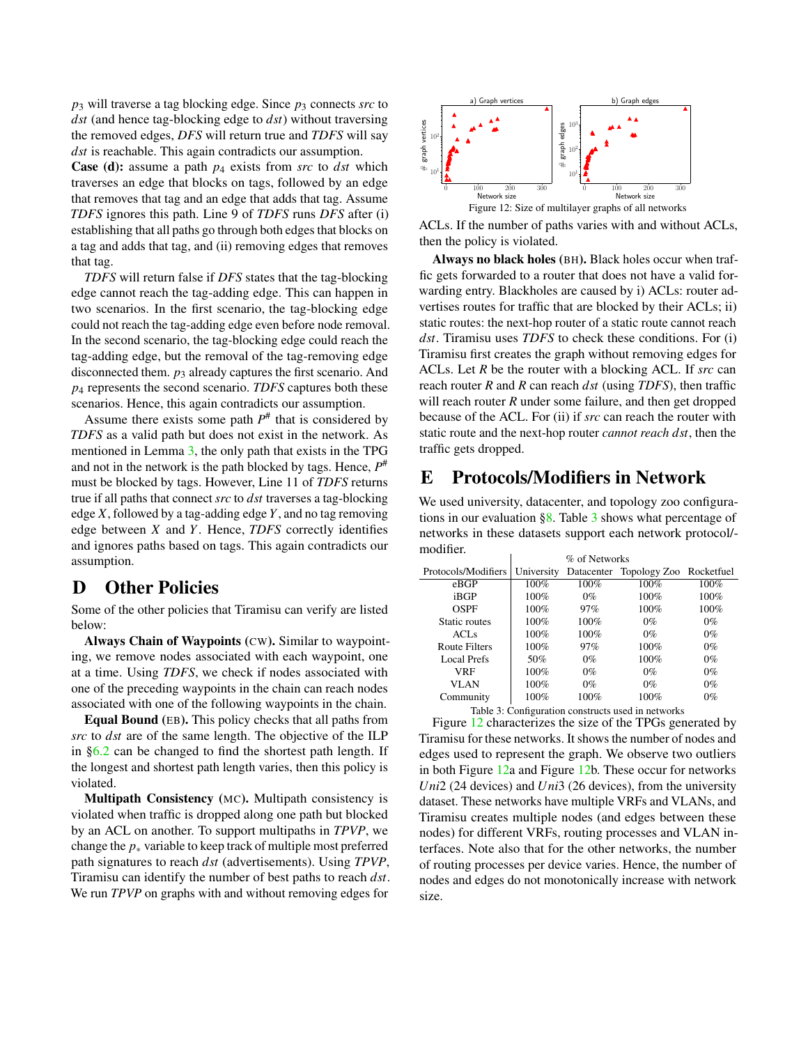$p_3$ will traverse a tag blocking edge. Since $p_3$ connects *src* to *dst* (and hence tag-blocking edge to *dst*) without traversing the removed edges, *DFS* will return true and *TDFS* will say *dst* is reachable. This again contradicts our assumption.

**Case (d):** assume a path $p_4$ exists from *src* to *dst* which traverses an edge that blocks on tags, followed by an edge that removes that tag and an edge that adds that tag. Assume *TDFS* ignores this path. Line 9 of *TDFS* runs *DFS* after (i) establishing that all paths go through both edges that blocks on a tag and adds that tag, and (ii) removing edges that removes that tag.

*TDFS* will return false if *DFS* states that the tag-blocking edge cannot reach the tag-adding edge. This can happen in two scenarios. In the first scenario, the tag-blocking edge could not reach the tag-adding edge even before node removal. In the second scenario, the tag-blocking edge could reach the tag-adding edge, but the removal of the tag-removing edge disconnected them. $p_3$ already captures the first scenario. And $p_4$ represents the second scenario. *TDFS* captures both these scenarios. Hence, this again contradicts our assumption.

Assume there exists some path $P^{\#}$ that is considered by *TDFS* as a valid path but does not exist in the network. As mentioned in Lemma 3, the only path that exists in the TPG and not in the network is the path blocked by tags. Hence, $P^{\#}$ must be blocked by tags. However, Line 11 of *TDFS* returns true if all paths that connect *src* to *dst* traverses a tag-blocking edge $X$, followed by a tag-adding edge $Y$, and no tag removing edge between $X$ and $Y$. Hence, *TDFS* correctly identifies and ignores paths based on tags. This again contradicts our assumption.

# D Other Policies

Some of the other policies that Tiramisu can verify are listed below:

**Always Chain of Waypoints** (CW). Similar to waypointing, we remove nodes associated with each waypoint, one at a time. Using *TDFS*, we check if nodes associated with one of the preceding waypoints in the chain can reach nodes associated with one of the following waypoints in the chain.

**Equal Bound** (EB). This policy checks that all paths from *src* to *dst* are of the same length. The objective of the ILP in §6.2 can be changed to find the shortest path length. If the longest and shortest path length varies, then this policy is violated.

**Multipath Consistency** (MC). Multipath consistency is violated when traffic is dropped along one path but blocked by an ACL on another. To support multipaths in *TPVP*, we change the $p_*$ variable to keep track of multiple most preferred path signatures to reach *dst* (advertisements). Using *TPVP*, Tiramisu can identify the number of best paths to reach *dst*. We run *TPVP* on graphs with and without removing edges for ACLs. If the number of paths varies with and without ACLs, then the policy is violated.

a) Graph vertices
# graph vertices
$10^2$
$10^1$
0 100 200 300
Network size

b) Graph edges
# graph edges
$10^3$
$10^2$
$10^1$
0 100 200 300
Network size

Figure 12: Size of multilayer graphs of all networks

**Always no black holes** (BH). Black holes occur when traffic gets forwarded to a router that does not have a valid forwarding entry. Blackholes are caused by i) ACLs: router advertises routes for traffic that are blocked by their ACLs; ii) static routes: the next-hop router of a static route cannot reach *dst*. Tiramisu uses *TDFS* to check these conditions. For (i) Tiramisu first creates the graph without removing edges for ACLs. Let $R$ be the router with a blocking ACL. If *src* can reach router $R$ and $R$ can reach *dst* (using *TDFS*), then traffic will reach router $R$ under some failure, and then get dropped because of the ACL. For (ii) if *src* can reach the router with static route and the next-hop router *cannot reach dst*, then the traffic gets dropped.

# E Protocols/Modifiers in Network

We used university, datacenter, and topology zoo configurations in our evaluation §8. Table 3 shows what percentage of networks in these datasets support each network protocol/-modifier.

| Protocols/Modifiers | % of Networks | | | |
|---|---|---|---|---|
| | University | Datacenter | Topology Zoo | Rocketfuel |
| eBGP | 100% | 100% | 100% | 100% |
| iBGP | 100% | 0% | 100% | 100% |
| OSPF | 100% | 97% | 100% | 100% |
| Static routes | 100% | 100% | 0% | 0% |
| ACLs | 100% | 100% | 0% | 0% |
| Route Filters | 100% | 97% | 100% | 0% |
| Local Prefs | 50% | 0% | 100% | 0% |
| VRF | 100% | 0% | 0% | 0% |
| VLAN | 100% | 0% | 0% | 0% |
| Community | 100% | 100% | 100% | 0% |

Table 3: Configuration constructs used in networks

Figure 12 characterizes the size of the TPGs generated by Tiramisu for these networks. It shows the number of nodes and edges used to represent the graph. We observe two outliers in both Figure 12a and Figure 12b. These occur for networks *Uni*2 (24 devices) and *Uni*3 (26 devices), from the university dataset. These networks have multiple VRFs and VLANs, and Tiramisu creates multiple nodes (and edges between these nodes) for different VRFs, routing processes and VLAN interfaces. Note also that for the other networks, the number of routing processes per device varies. Hence, the number of nodes and edges do not monotonically increase with network size.